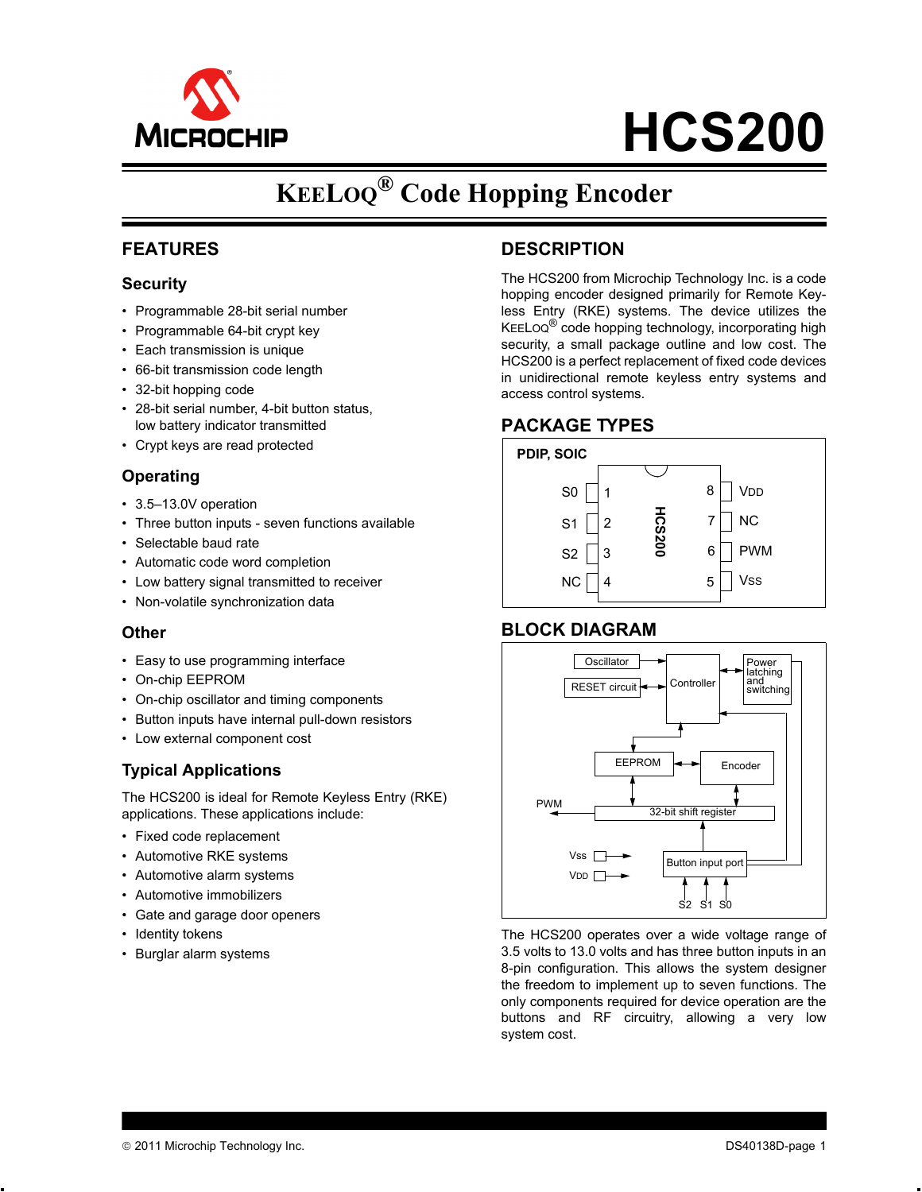# HCS200

## KEELOQ® Code Hopping Encoder

## FEATURES

### Security

- Programmable 28-bit serial number
- Programmable 64-bit crypt key
- Each transmission is unique
- 66-bit transmission code length
- 32-bit hopping code
- 28-bit serial number, 4-bit button status, low battery indicator transmitted
- Crypt keys are read protected

### Operating

- 3.5–13.0V operation
- Three button inputs - seven functions available
- Selectable baud rate
- Automatic code word completion
- Low battery signal transmitted to receiver
- Non-volatile synchronization data

### Other

- Easy to use programming interface
- On-chip EEPROM
- On-chip oscillator and timing components
- Button inputs have internal pull-down resistors
- Low external component cost

### Typical Applications

The HCS200 is ideal for Remote Keyless Entry (RKE) applications. These applications include:

- Fixed code replacement
- Automotive RKE systems
- Automotive alarm systems
- Automotive immobilizers
- Gate and garage door openers
- Identity tokens
- Burglar alarm systems

## DESCRIPTION

The HCS200 from Microchip Technology Inc. is a code hopping encoder designed primarily for Remote Keyless Entry (RKE) systems. The device utilizes the KEELOQ® code hopping technology, incorporating high security, a small package outline and low cost. The HCS200 is a perfect replacement of fixed code devices in unidirectional remote keyless entry systems and access control systems.

## PACKAGE TYPES

**PDIP, SOIC**

| Pin | Name | Pin | Name |
|---|---|---|---|
| 1 | S0 | 8 | VDD |
| 2 | S1 | 7 | NC |
| 3 | S2 | 6 | PWM |
| 4 | NC | 5 | VSS |

## BLOCK DIAGRAM

The HCS200 operates over a wide voltage range of 3.5 volts to 13.0 volts and has three button inputs in an 8-pin configuration. This allows the system designer the freedom to implement up to seven functions. The only components required for device operation are the buttons and RF circuitry, allowing a very low system cost.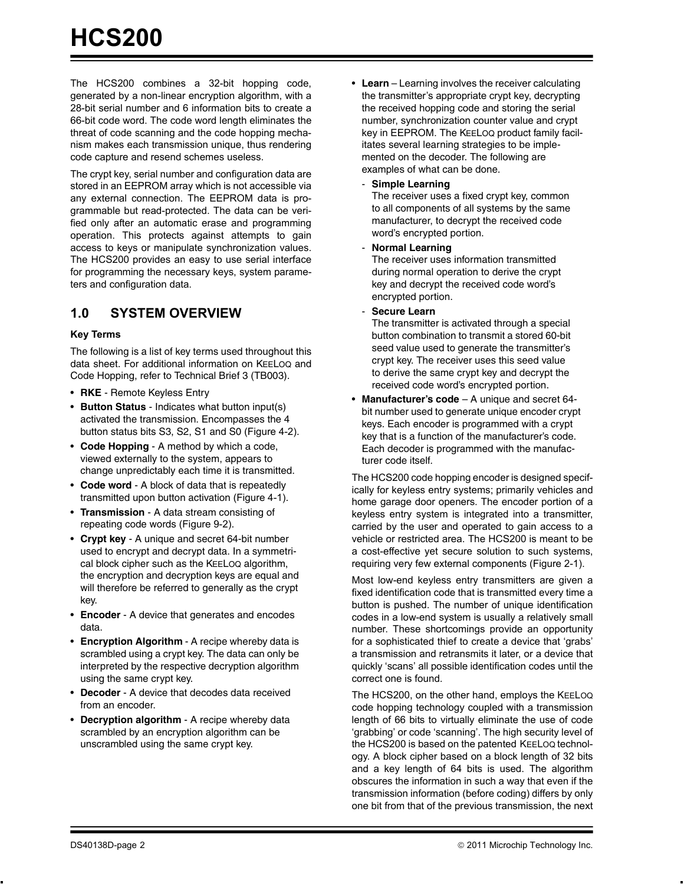The HCS200 combines a 32-bit hopping code, generated by a non-linear encryption algorithm, with a 28-bit serial number and 6 information bits to create a 66-bit code word. The code word length eliminates the threat of code scanning and the code hopping mechanism makes each transmission unique, thus rendering code capture and resend schemes useless.

The crypt key, serial number and configuration data are stored in an EEPROM array which is not accessible via any external connection. The EEPROM data is programmable but read-protected. The data can be verified only after an automatic erase and programming operation. This protects against attempts to gain access to keys or manipulate synchronization values. The HCS200 provides an easy to use serial interface for programming the necessary keys, system parameters and configuration data.

## 1.0 SYSTEM OVERVIEW

### Key Terms

The following is a list of key terms used throughout this data sheet. For additional information on KEELOQ and Code Hopping, refer to Technical Brief 3 (TB003).

- **RKE** - Remote Keyless Entry
- **Button Status** - Indicates what button input(s) activated the transmission. Encompasses the 4 button status bits S3, S2, S1 and S0 (Figure 4-2).
- **Code Hopping** - A method by which a code, viewed externally to the system, appears to change unpredictably each time it is transmitted.
- **Code word** - A block of data that is repeatedly transmitted upon button activation (Figure 4-1).
- **Transmission** - A data stream consisting of repeating code words (Figure 9-2).
- **Crypt key** - A unique and secret 64-bit number used to encrypt and decrypt data. In a symmetrical block cipher such as the KEELOQ algorithm, the encryption and decryption keys are equal and will therefore be referred to generally as the crypt key.
- **Encoder** - A device that generates and encodes data.
- **Encryption Algorithm** - A recipe whereby data is scrambled using a crypt key. The data can only be interpreted by the respective decryption algorithm using the same crypt key.
- **Decoder** - A device that decodes data received from an encoder.
- **Decryption algorithm** - A recipe whereby data scrambled by an encryption algorithm can be unscrambled using the same crypt key.
- **Learn** – Learning involves the receiver calculating the transmitter's appropriate crypt key, decrypting the received hopping code and storing the serial number, synchronization counter value and crypt key in EEPROM. The KEELOQ product family facilitates several learning strategies to be implemented on the decoder. The following are examples of what can be done.
  - **Simple Learning**
    The receiver uses a fixed crypt key, common to all components of all systems by the same manufacturer, to decrypt the received code word's encrypted portion.
  - **Normal Learning**
    The receiver uses information transmitted during normal operation to derive the crypt key and decrypt the received code word's encrypted portion.
  - **Secure Learn**
    The transmitter is activated through a special button combination to transmit a stored 60-bit seed value used to generate the transmitter's crypt key. The receiver uses this seed value to derive the same crypt key and decrypt the received code word's encrypted portion.
- **Manufacturer's code** – A unique and secret 64-bit number used to generate unique encoder crypt keys. Each encoder is programmed with a crypt key that is a function of the manufacturer's code. Each decoder is programmed with the manufacturer code itself.

The HCS200 code hopping encoder is designed specifically for keyless entry systems; primarily vehicles and home garage door openers. The encoder portion of a keyless entry system is integrated into a transmitter, carried by the user and operated to gain access to a vehicle or restricted area. The HCS200 is meant to be a cost-effective yet secure solution to such systems, requiring very few external components (Figure 2-1).

Most low-end keyless entry transmitters are given a fixed identification code that is transmitted every time a button is pushed. The number of unique identification codes in a low-end system is usually a relatively small number. These shortcomings provide an opportunity for a sophisticated thief to create a device that 'grabs' a transmission and retransmits it later, or a device that quickly 'scans' all possible identification codes until the correct one is found.

The HCS200, on the other hand, employs the KEELOQ code hopping technology coupled with a transmission length of 66 bits to virtually eliminate the use of code 'grabbing' or code 'scanning'. The high security level of the HCS200 is based on the patented KEELOQ technology. A block cipher based on a block length of 32 bits and a key length of 64 bits is used. The algorithm obscures the information in such a way that even if the transmission information (before coding) differs by only one bit from that of the previous transmission, the next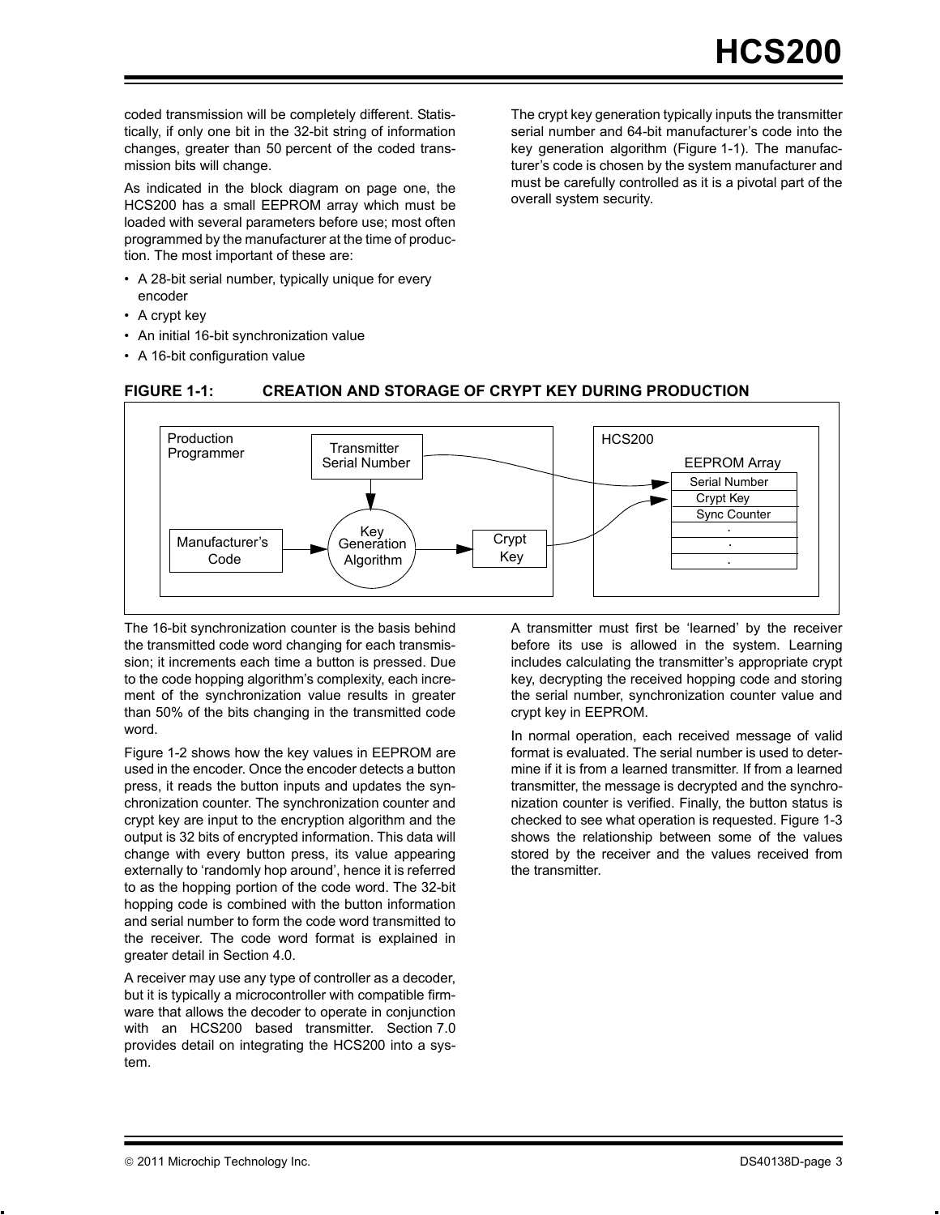coded transmission will be completely different. Statistically, if only one bit in the 32-bit string of information changes, greater than 50 percent of the coded transmission bits will change.

As indicated in the block diagram on page one, the HCS200 has a small EEPROM array which must be loaded with several parameters before use; most often programmed by the manufacturer at the time of production. The most important of these are:

- A 28-bit serial number, typically unique for every encoder
- A crypt key
- An initial 16-bit synchronization value
- A 16-bit configuration value

The crypt key generation typically inputs the transmitter serial number and 64-bit manufacturer's code into the key generation algorithm (Figure 1-1). The manufacturer's code is chosen by the system manufacturer and must be carefully controlled as it is a pivotal part of the overall system security.

**FIGURE 1-1: CREATION AND STORAGE OF CRYPT KEY DURING PRODUCTION**

The 16-bit synchronization counter is the basis behind the transmitted code word changing for each transmission; it increments each time a button is pressed. Due to the code hopping algorithm's complexity, each increment of the synchronization value results in greater than 50% of the bits changing in the transmitted code word.

Figure 1-2 shows how the key values in EEPROM are used in the encoder. Once the encoder detects a button press, it reads the button inputs and updates the synchronization counter. The synchronization counter and crypt key are input to the encryption algorithm and the output is 32 bits of encrypted information. This data will change with every button press, its value appearing externally to 'randomly hop around', hence it is referred to as the hopping portion of the code word. The 32-bit hopping code is combined with the button information and serial number to form the code word transmitted to the receiver. The code word format is explained in greater detail in Section 4.0.

A receiver may use any type of controller as a decoder, but it is typically a microcontroller with compatible firmware that allows the decoder to operate in conjunction with an HCS200 based transmitter. Section 7.0 provides detail on integrating the HCS200 into a system.

A transmitter must first be 'learned' by the receiver before its use is allowed in the system. Learning includes calculating the transmitter's appropriate crypt key, decrypting the received hopping code and storing the serial number, synchronization counter value and crypt key in EEPROM.

In normal operation, each received message of valid format is evaluated. The serial number is used to determine if it is from a learned transmitter. If from a learned transmitter, the message is decrypted and the synchronization counter is verified. Finally, the button status is checked to see what operation is requested. Figure 1-3 shows the relationship between some of the values stored by the receiver and the values received from the transmitter.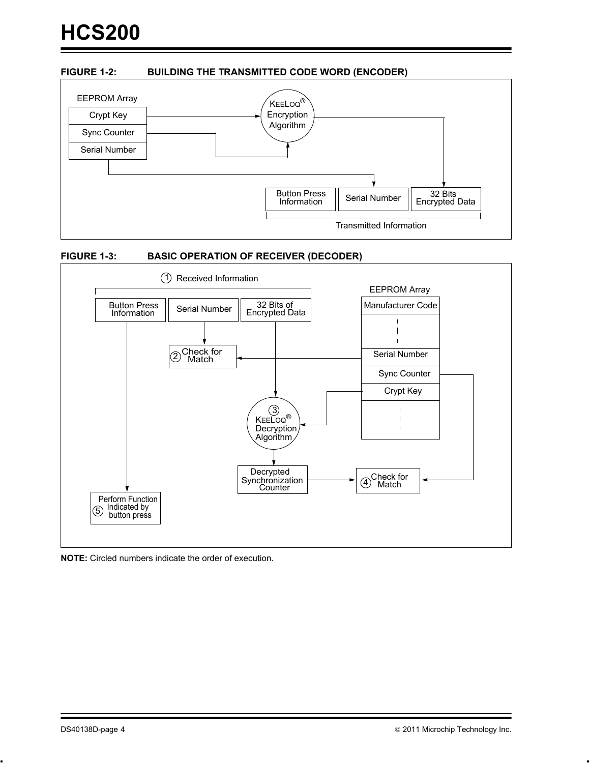**FIGURE 1-2: BUILDING THE TRANSMITTED CODE WORD (ENCODER)**

EEPROM Array

Crypt Key

Sync Counter

Serial Number

KEELOQ® Encryption Algorithm

Button Press Information

Serial Number

32 Bits Encrypted Data

Transmitted Information

**FIGURE 1-3: BASIC OPERATION OF RECEIVER (DECODER)**

1 Received Information

Button Press Information

Serial Number

32 Bits of Encrypted Data

EEPROM Array

Manufacturer Code

Serial Number

Sync Counter

Crypt Key

2 Check for Match

3 KEELOQ® Decryption Algorithm

Decrypted Synchronization Counter

4 Check for Match

5 Perform Function Indicated by button press

**NOTE:** Circled numbers indicate the order of execution.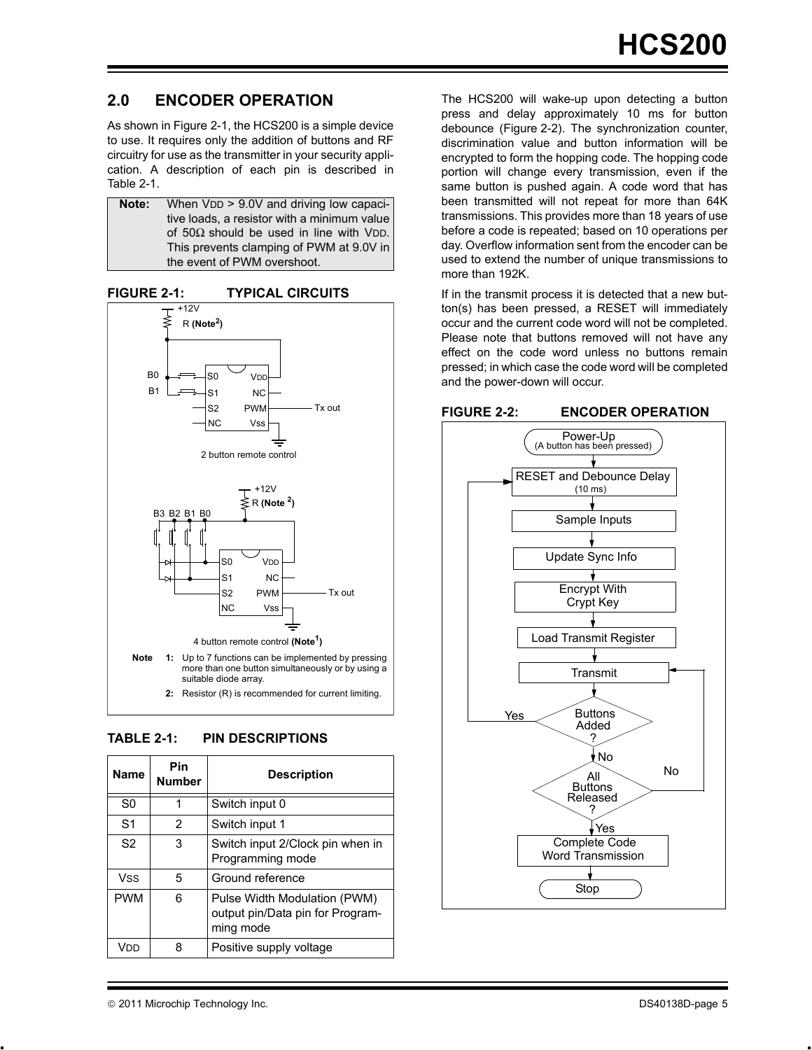## 2.0 ENCODER OPERATION

As shown in Figure 2-1, the HCS200 is a simple device to use. It requires only the addition of buttons and RF circuitry for use as the transmitter in your security application. A description of each pin is described in Table 2-1.

> **Note:** When $V_{DD}$ > 9.0V and driving low capacitive loads, a resistor with a minimum value of 50Ω should be used in line with $V_{DD}$. This prevents clamping of PWM at 9.0V in the event of PWM overshoot.

**FIGURE 2-1: TYPICAL CIRCUITS**

2 button remote control

4 button remote control (Note 1)

**Note 1:** Up to 7 functions can be implemented by pressing more than one button simultaneously or by using a suitable diode array.

**2:** Resistor (R) is recommended for current limiting.

**TABLE 2-1: PIN DESCRIPTIONS**

| Name | Pin Number | Description |
|---|---|---|
| S0 | 1 | Switch input 0 |
| S1 | 2 | Switch input 1 |
| S2 | 3 | Switch input 2/Clock pin when in Programming mode |
| VSS | 5 | Ground reference |
| PWM | 6 | Pulse Width Modulation (PWM) output pin/Data pin for Programming mode |
| VDD | 8 | Positive supply voltage |

The HCS200 will wake-up upon detecting a button press and delay approximately 10 ms for button debounce (Figure 2-2). The synchronization counter, discrimination value and button information will be encrypted to form the hopping code. The hopping code portion will change every transmission, even if the same button is pushed again. A code word that has been transmitted will not repeat for more than 64K transmissions. This provides more than 18 years of use before a code is repeated; based on 10 operations per day. Overflow information sent from the encoder can be used to extend the number of unique transmissions to more than 192K.

If in the transmit process it is detected that a new button(s) has been pressed, a RESET will immediately occur and the current code word will not be completed. Please note that buttons removed will not have any effect on the code word unless no buttons remain pressed; in which case the code word will be completed and the power-down will occur.

**FIGURE 2-2: ENCODER OPERATION**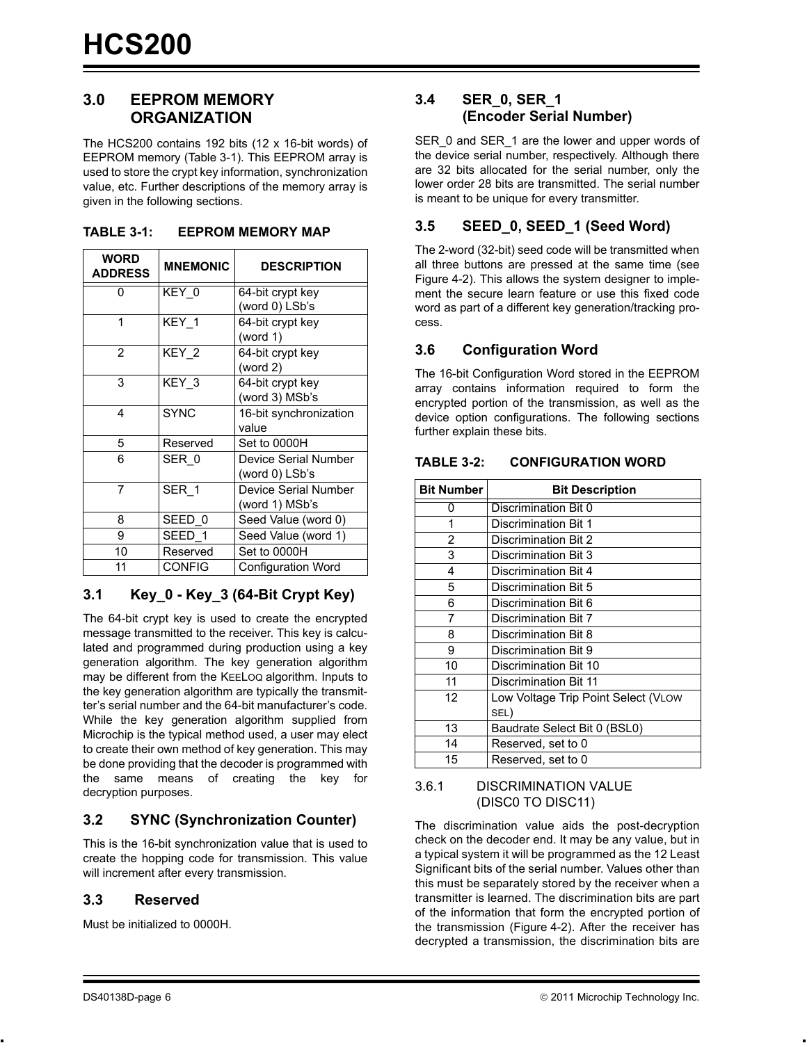## 3.0 EEPROM MEMORY ORGANIZATION

The HCS200 contains 192 bits (12 x 16-bit words) of EEPROM memory (Table 3-1). This EEPROM array is used to store the crypt key information, synchronization value, etc. Further descriptions of the memory array is given in the following sections.

**TABLE 3-1: EEPROM MEMORY MAP**

| WORD ADDRESS | MNEMONIC | DESCRIPTION |
|---|---|---|
| 0 | KEY_0 | 64-bit crypt key (word 0) LSb's |
| 1 | KEY_1 | 64-bit crypt key (word 1) |
| 2 | KEY_2 | 64-bit crypt key (word 2) |
| 3 | KEY_3 | 64-bit crypt key (word 3) MSb's |
| 4 | SYNC | 16-bit synchronization value |
| 5 | Reserved | Set to 0000H |
| 6 | SER_0 | Device Serial Number (word 0) LSb's |
| 7 | SER_1 | Device Serial Number (word 1) MSb's |
| 8 | SEED_0 | Seed Value (word 0) |
| 9 | SEED_1 | Seed Value (word 1) |
| 10 | Reserved | Set to 0000H |
| 11 | CONFIG | Configuration Word |

### 3.1 Key_0 - Key_3 (64-Bit Crypt Key)

The 64-bit crypt key is used to create the encrypted message transmitted to the receiver. This key is calculated and programmed during production using a key generation algorithm. The key generation algorithm may be different from the KEELOQ algorithm. Inputs to the key generation algorithm are typically the transmitter's serial number and the 64-bit manufacturer's code. While the key generation algorithm supplied from Microchip is the typical method used, a user may elect to create their own method of key generation. This may be done providing that the decoder is programmed with the same means of creating the key for decryption purposes.

### 3.2 SYNC (Synchronization Counter)

This is the 16-bit synchronization value that is used to create the hopping code for transmission. This value will increment after every transmission.

### 3.3 Reserved

Must be initialized to 0000H.

### 3.4 SER_0, SER_1 (Encoder Serial Number)

SER_0 and SER_1 are the lower and upper words of the device serial number, respectively. Although there are 32 bits allocated for the serial number, only the lower order 28 bits are transmitted. The serial number is meant to be unique for every transmitter.

### 3.5 SEED_0, SEED_1 (Seed Word)

The 2-word (32-bit) seed code will be transmitted when all three buttons are pressed at the same time (see Figure 4-2). This allows the system designer to implement the secure learn feature or use this fixed code word as part of a different key generation/tracking process.

### 3.6 Configuration Word

The 16-bit Configuration Word stored in the EEPROM array contains information required to form the encrypted portion of the transmission, as well as the device option configurations. The following sections further explain these bits.

**TABLE 3-2: CONFIGURATION WORD**

| Bit Number | Bit Description |
|---|---|
| 0 | Discrimination Bit 0 |
| 1 | Discrimination Bit 1 |
| 2 | Discrimination Bit 2 |
| 3 | Discrimination Bit 3 |
| 4 | Discrimination Bit 4 |
| 5 | Discrimination Bit 5 |
| 6 | Discrimination Bit 6 |
| 7 | Discrimination Bit 7 |
| 8 | Discrimination Bit 8 |
| 9 | Discrimination Bit 9 |
| 10 | Discrimination Bit 10 |
| 11 | Discrimination Bit 11 |
| 12 | Low Voltage Trip Point Select (VLOW SEL) |
| 13 | Baudrate Select Bit 0 (BSL0) |
| 14 | Reserved, set to 0 |
| 15 | Reserved, set to 0 |

#### 3.6.1 DISCRIMINATION VALUE (DISC0 TO DISC11)

The discrimination value aids the post-decryption check on the decoder end. It may be any value, but in a typical system it will be programmed as the 12 Least Significant bits of the serial number. Values other than this must be separately stored by the receiver when a transmitter is learned. The discrimination bits are part of the information that form the encrypted portion of the transmission (Figure 4-2). After the receiver has decrypted a transmission, the discrimination bits are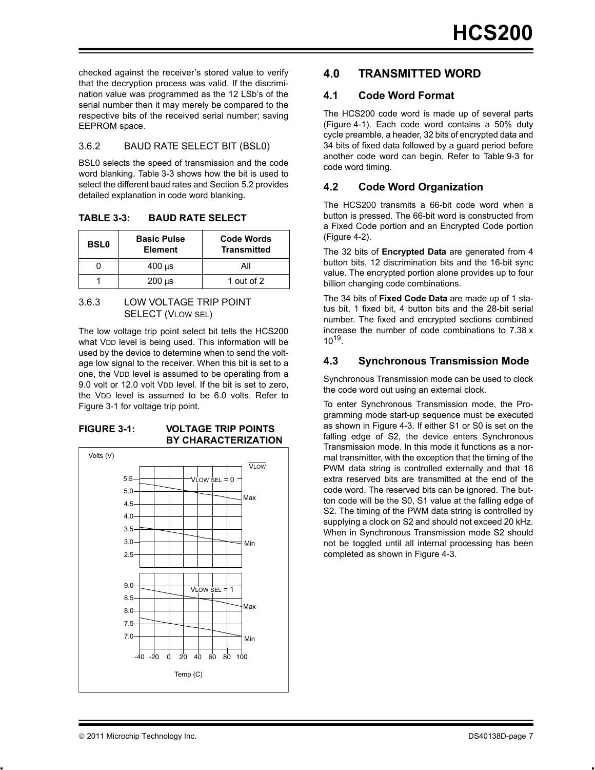checked against the receiver's stored value to verify that the decryption process was valid. If the discrimination value was programmed as the 12 LSb's of the serial number then it may merely be compared to the respective bits of the received serial number; saving EEPROM space.

#### 3.6.2 BAUD RATE SELECT BIT (BSL0)

BSL0 selects the speed of transmission and the code word blanking. Table 3-3 shows how the bit is used to select the different baud rates and Section 5.2 provides detailed explanation in code word blanking.

**TABLE 3-3: BAUD RATE SELECT**

| BSL0 | Basic Pulse Element | Code Words Transmitted |
|---|---|---|
| 0 | 400 μs | All |
| 1 | 200 μs | 1 out of 2 |

#### 3.6.3 LOW VOLTAGE TRIP POINT SELECT (VLOW SEL)

The low voltage trip point select bit tells the HCS200 what VDD level is being used. This information will be used by the device to determine when to send the voltage low signal to the receiver. When this bit is set to a one, the VDD level is assumed to be operating from a 9.0 volt or 12.0 volt VDD level. If the bit is set to zero, the VDD level is assumed to be 6.0 volts. Refer to Figure 3-1 for voltage trip point.

**FIGURE 3-1: VOLTAGE TRIP POINTS BY CHARACTERIZATION**

## 4.0 TRANSMITTED WORD

### 4.1 Code Word Format

The HCS200 code word is made up of several parts (Figure 4-1). Each code word contains a 50% duty cycle preamble, a header, 32 bits of encrypted data and 34 bits of fixed data followed by a guard period before another code word can begin. Refer to Table 9-3 for code word timing.

### 4.2 Code Word Organization

The HCS200 transmits a 66-bit code word when a button is pressed. The 66-bit word is constructed from a Fixed Code portion and an Encrypted Code portion (Figure 4-2).

The 32 bits of **Encrypted Data** are generated from 4 button bits, 12 discrimination bits and the 16-bit sync value. The encrypted portion alone provides up to four billion changing code combinations.

The 34 bits of **Fixed Code Data** are made up of 1 status bit, 1 fixed bit, 4 button bits and the 28-bit serial number. The fixed and encrypted sections combined increase the number of code combinations to 7.38 x $10^{19}$.

### 4.3 Synchronous Transmission Mode

Synchronous Transmission mode can be used to clock the code word out using an external clock.

To enter Synchronous Transmission mode, the Programming mode start-up sequence must be executed as shown in Figure 4-3. If either S1 or S0 is set on the falling edge of S2, the device enters Synchronous Transmission mode. In this mode it functions as a normal transmitter, with the exception that the timing of the PWM data string is controlled externally and that 16 extra reserved bits are transmitted at the end of the code word. The reserved bits can be ignored. The button code will be the S0, S1 value at the falling edge of S2. The timing of the PWM data string is controlled by supplying a clock on S2 and should not exceed 20 kHz. When in Synchronous Transmission mode S2 should not be toggled until all internal processing has been completed as shown in Figure 4-3.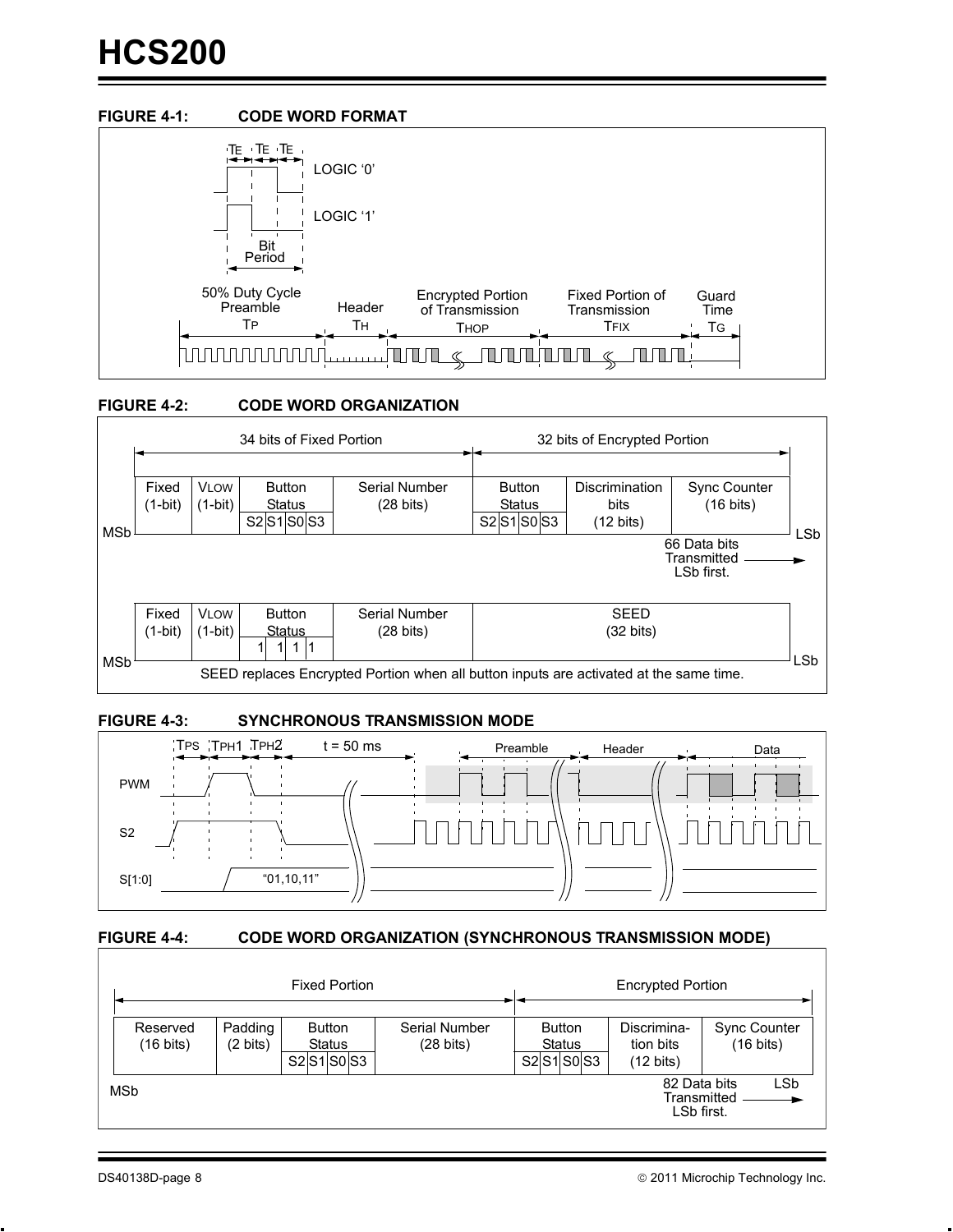**FIGURE 4-1: CODE WORD FORMAT**

$T_E$ $T_E$ $T_E$

LOGIC '0'

LOGIC '1'

Bit Period

| 50% Duty Cycle Preamble | Header | Encrypted Portion of Transmission | Fixed Portion of Transmission | Guard Time |
|---|---|---|---|---|
| $T_P$ | $T_H$ | $T_{HOP}$ | $T_{FIX}$ | $T_G$ |

**FIGURE 4-2: CODE WORD ORGANIZATION**

| 34 bits of Fixed Portion | | | | 32 bits of Encrypted Portion | | |
|---|---|---|---|---|---|---|
| Fixed (1-bit) | VLOW (1-bit) | Button Status S2 S1 S0 S3 | Serial Number (28 bits) | Button Status S2 S1 S0 S3 | Discrimination bits (12 bits) | Sync Counter (16 bits) |

MSb — LSb

66 Data bits Transmitted LSb first.

| Fixed (1-bit) | VLOW (1-bit) | Button Status 1 1 1 1 | Serial Number (28 bits) | SEED (32 bits) |
|---|---|---|---|---|

MSb — LSb

SEED replaces Encrypted Portion when all button inputs are activated at the same time.

**FIGURE 4-3: SYNCHRONOUS TRANSMISSION MODE**

$T_{PS}$ $T_{PH1}$ $T_{PH2}$ t = 50 ms

Preamble Header Data

PWM

S2

S[1:0] "01,10,11"

**FIGURE 4-4: CODE WORD ORGANIZATION (SYNCHRONOUS TRANSMISSION MODE)**

| Fixed Portion | | | | Encrypted Portion | | |
|---|---|---|---|---|---|---|
| Reserved (16 bits) | Padding (2 bits) | Button Status S2 S1 S0 S3 | Serial Number (28 bits) | Button Status S2 S1 S0 S3 | Discrimination bits (12 bits) | Sync Counter (16 bits) |

MSb — LSb

82 Data bits Transmitted LSb first.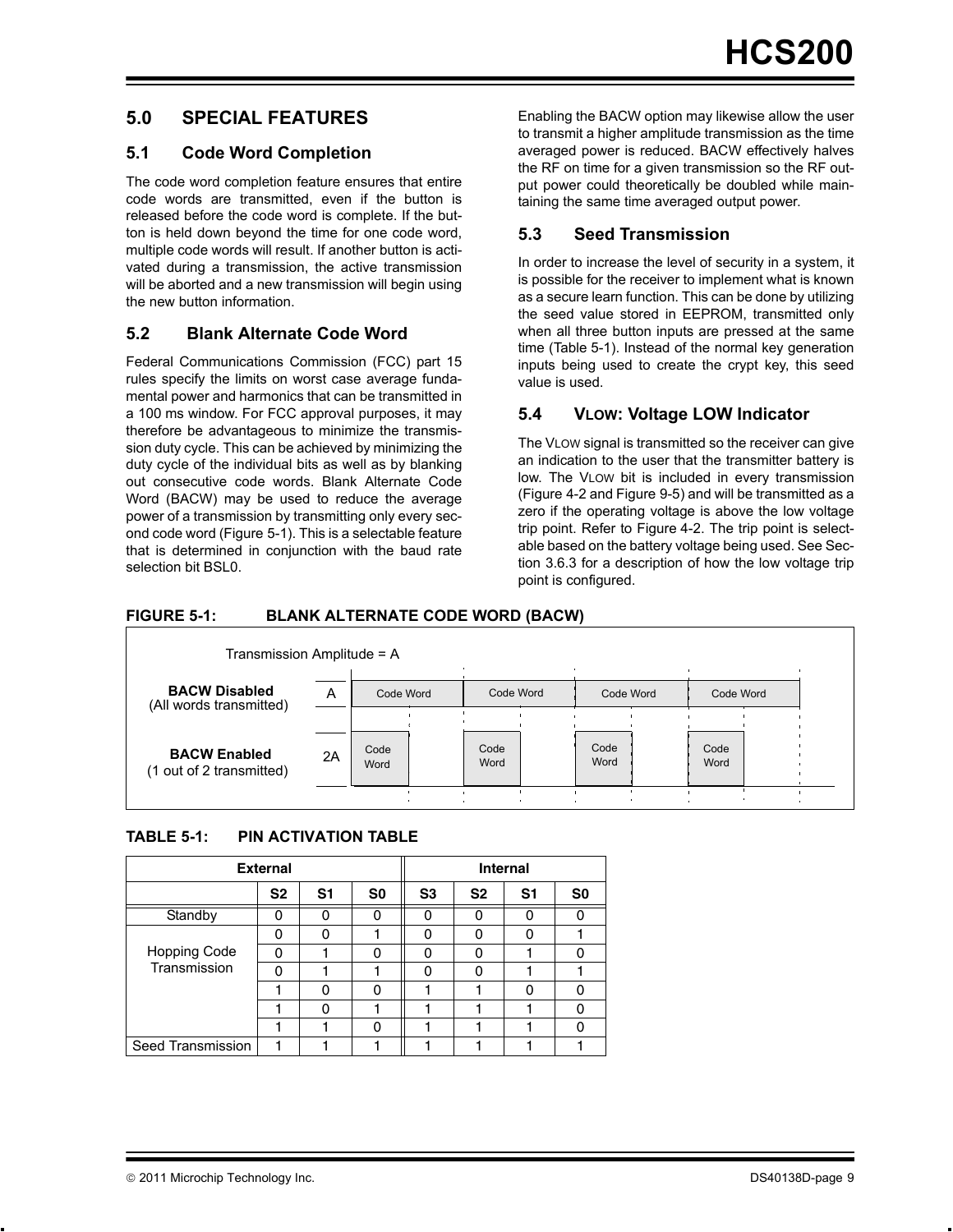## 5.0 SPECIAL FEATURES

### 5.1 Code Word Completion

The code word completion feature ensures that entire code words are transmitted, even if the button is released before the code word is complete. If the button is held down beyond the time for one code word, multiple code words will result. If another button is activated during a transmission, the active transmission will be aborted and a new transmission will begin using the new button information.

### 5.2 Blank Alternate Code Word

Federal Communications Commission (FCC) part 15 rules specify the limits on worst case average fundamental power and harmonics that can be transmitted in a 100 ms window. For FCC approval purposes, it may therefore be advantageous to minimize the transmission duty cycle. This can be achieved by minimizing the duty cycle of the individual bits as well as by blanking out consecutive code words. Blank Alternate Code Word (BACW) may be used to reduce the average power of a transmission by transmitting only every second code word (Figure 5-1). This is a selectable feature that is determined in conjunction with the baud rate selection bit BSL0.

Enabling the BACW option may likewise allow the user to transmit a higher amplitude transmission as the time averaged power is reduced. BACW effectively halves the RF on time for a given transmission so the RF output power could theoretically be doubled while maintaining the same time averaged output power.

### 5.3 Seed Transmission

In order to increase the level of security in a system, it is possible for the receiver to implement what is known as a secure learn function. This can be done by utilizing the seed value stored in EEPROM, transmitted only when all three button inputs are pressed at the same time (Table 5-1). Instead of the normal key generation inputs being used to create the crypt key, this seed value is used.

### 5.4 VLOW: Voltage LOW Indicator

The VLOW signal is transmitted so the receiver can give an indication to the user that the transmitter battery is low. The VLOW bit is included in every transmission (Figure 4-2 and Figure 9-5) and will be transmitted as a zero if the operating voltage is above the low voltage trip point. Refer to Figure 4-2. The trip point is selectable based on the battery voltage being used. See Section 3.6.3 for a description of how the low voltage trip point is configured.

**FIGURE 5-1: BLANK ALTERNATE CODE WORD (BACW)**

Transmission Amplitude = A

**BACW Disabled** (All words transmitted) — A: Code Word | Code Word | Code Word | Code Word

**BACW Enabled** (1 out of 2 transmitted) — 2A: Code Word | Code Word | Code Word | Code Word

**TABLE 5-1: PIN ACTIVATION TABLE**

| | External | | | Internal | | | |
|---|---|---|---|---|---|---|---|
| | S2 | S1 | S0 | S3 | S2 | S1 | S0 |
| Standby | 0 | 0 | 0 | 0 | 0 | 0 | 0 |
| Hopping Code Transmission | 0 | 0 | 1 | 0 | 0 | 0 | 1 |
| | 0 | 1 | 0 | 0 | 0 | 1 | 0 |
| | 0 | 1 | 1 | 0 | 0 | 1 | 1 |
| | 1 | 0 | 0 | 1 | 1 | 0 | 0 |
| | 1 | 0 | 1 | 1 | 1 | 1 | 0 |
| | 1 | 1 | 0 | 1 | 1 | 1 | 0 |
| Seed Transmission | 1 | 1 | 1 | 1 | 1 | 1 | 1 |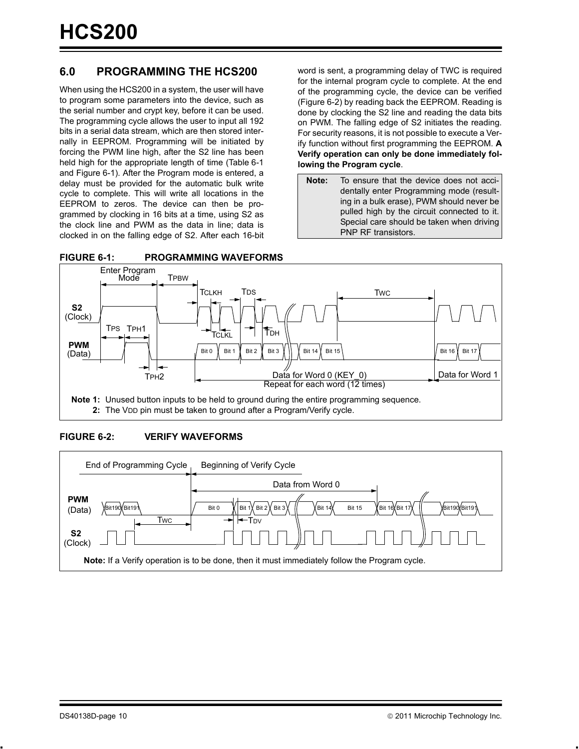## 6.0 PROGRAMMING THE HCS200

When using the HCS200 in a system, the user will have to program some parameters into the device, such as the serial number and crypt key, before it can be used. The programming cycle allows the user to input all 192 bits in a serial data stream, which are then stored internally in EEPROM. Programming will be initiated by forcing the PWM line high, after the S2 line has been held high for the appropriate length of time (Table 6-1 and Figure 6-1). After the Program mode is entered, a delay must be provided for the automatic bulk write cycle to complete. This will write all locations in the EEPROM to zeros. The device can then be programmed by clocking in 16 bits at a time, using S2 as the clock line and PWM as the data in line; data is clocked in on the falling edge of S2. After each 16-bit word is sent, a programming delay of TWC is required for the internal program cycle to complete. At the end of the programming cycle, the device can be verified (Figure 6-2) by reading back the EEPROM. Reading is done by clocking the S2 line and reading the data bits on PWM. The falling edge of S2 initiates the reading. For security reasons, it is not possible to execute a Verify function without first programming the EEPROM. **A Verify operation can only be done immediately following the Program cycle**.

> **Note:** To ensure that the device does not accidentally enter Programming mode (resulting in a bulk erase), PWM should never be pulled high by the circuit connected to it. Special care should be taken when driving PNP RF transistors.

**FIGURE 6-1: PROGRAMMING WAVEFORMS**

Enter Program Mode, TPBW, TCLKH, TDS, TWC, S2 (Clock), TPS, TPH1, TCLKL, TDH, PWM (Data), Bit 0, Bit 1, Bit 2, Bit 3, Bit 14, Bit 15, Bit 16, Bit 17, TPH2, Data for Word 0 (KEY_0), Repeat for each word (12 times), Data for Word 1

**Note 1:** Unused button inputs to be held to ground during the entire programming sequence.

**2:** The VDD pin must be taken to ground after a Program/Verify cycle.

**FIGURE 6-2: VERIFY WAVEFORMS**

End of Programming Cycle, Beginning of Verify Cycle, Data from Word 0, PWM (Data), Bit190, Bit191, Bit 0, Bit 1, Bit 2, Bit 3, Bit 14, Bit 15, Bit 16, Bit 17, Bit190, Bit191, TWC, TDV, S2 (Clock)

**Note:** If a Verify operation is to be done, then it must immediately follow the Program cycle.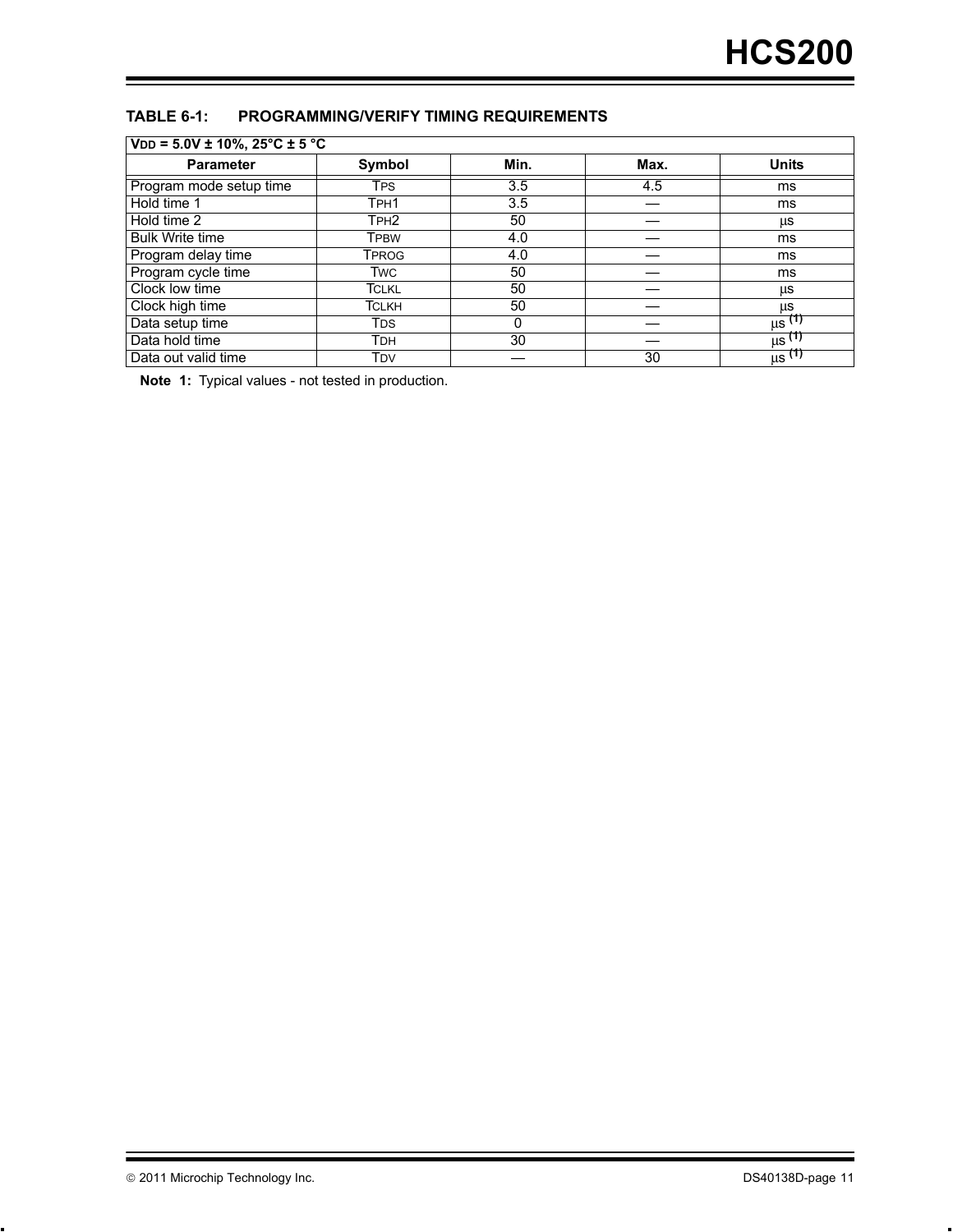### TABLE 6-1: PROGRAMMING/VERIFY TIMING REQUIREMENTS

| $V_{DD}$ = 5.0V ± 10%, 25°C ± 5 °C | | | | |
|---|---|---|---|---|
| **Parameter** | **Symbol** | **Min.** | **Max.** | **Units** |
| Program mode setup time | $T_{PS}$ | 3.5 | 4.5 | ms |
| Hold time 1 | $T_{PH1}$ | 3.5 | — | ms |
| Hold time 2 | $T_{PH2}$ | 50 | — | µs |
| Bulk Write time | $T_{PBW}$ | 4.0 | — | ms |
| Program delay time | $T_{PROG}$ | 4.0 | — | ms |
| Program cycle time | $T_{WC}$ | 50 | — | ms |
| Clock low time | $T_{CLKL}$ | 50 | — | µs |
| Clock high time | $T_{CLKH}$ | 50 | — | µs |
| Data setup time | $T_{DS}$ | 0 | — | µs (1) |
| Data hold time | $T_{DH}$ | 30 | — | µs (1) |
| Data out valid time | $T_{DV}$ | — | 30 | µs (1) |

**Note 1:** Typical values - not tested in production.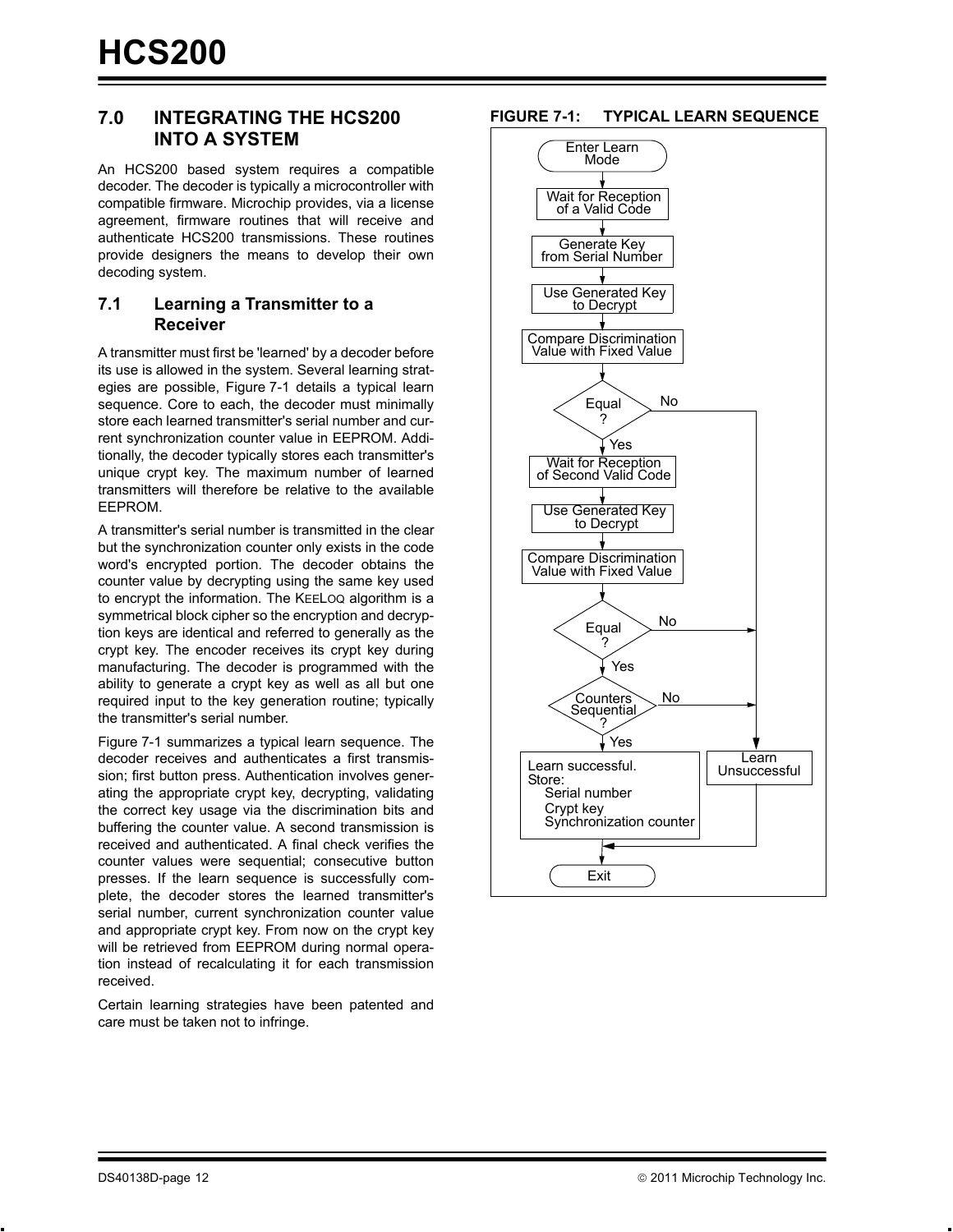## 7.0 INTEGRATING THE HCS200 INTO A SYSTEM

An HCS200 based system requires a compatible decoder. The decoder is typically a microcontroller with compatible firmware. Microchip provides, via a license agreement, firmware routines that will receive and authenticate HCS200 transmissions. These routines provide designers the means to develop their own decoding system.

### 7.1 Learning a Transmitter to a Receiver

A transmitter must first be 'learned' by a decoder before its use is allowed in the system. Several learning strategies are possible, Figure 7-1 details a typical learn sequence. Core to each, the decoder must minimally store each learned transmitter's serial number and current synchronization counter value in EEPROM. Additionally, the decoder typically stores each transmitter's unique crypt key. The maximum number of learned transmitters will therefore be relative to the available EEPROM.

A transmitter's serial number is transmitted in the clear but the synchronization counter only exists in the code word's encrypted portion. The decoder obtains the counter value by decrypting using the same key used to encrypt the information. The KEELOQ algorithm is a symmetrical block cipher so the encryption and decryption keys are identical and referred to generally as the crypt key. The encoder receives its crypt key during manufacturing. The decoder is programmed with the ability to generate a crypt key as well as all but one required input to the key generation routine; typically the transmitter's serial number.

Figure 7-1 summarizes a typical learn sequence. The decoder receives and authenticates a first transmission; first button press. Authentication involves generating the appropriate crypt key, decrypting, validating the correct key usage via the discrimination bits and buffering the counter value. A second transmission is received and authenticated. A final check verifies the counter values were sequential; consecutive button presses. If the learn sequence is successfully complete, the decoder stores the learned transmitter's serial number, current synchronization counter value and appropriate crypt key. From now on the crypt key will be retrieved from EEPROM during normal operation instead of recalculating it for each transmission received.

Certain learning strategies have been patented and care must be taken not to infringe.

**FIGURE 7-1: TYPICAL LEARN SEQUENCE**

```
Enter Learn Mode
  -> Wait for Reception of a Valid Code
  -> Generate Key from Serial Number
  -> Use Generated Key to Decrypt
  -> Compare Discrimination Value with Fixed Value
  -> Equal?  No -> Learn Unsuccessful
     Yes
  -> Wait for Reception of Second Valid Code
  -> Use Generated Key to Decrypt
  -> Compare Discrimination Value with Fixed Value
  -> Equal?  No -> Learn Unsuccessful
     Yes
  -> Counters Sequential?  No -> Learn Unsuccessful
     Yes
  -> Learn successful. Store:
       Serial number
       Crypt key
       Synchronization counter
  -> Exit
```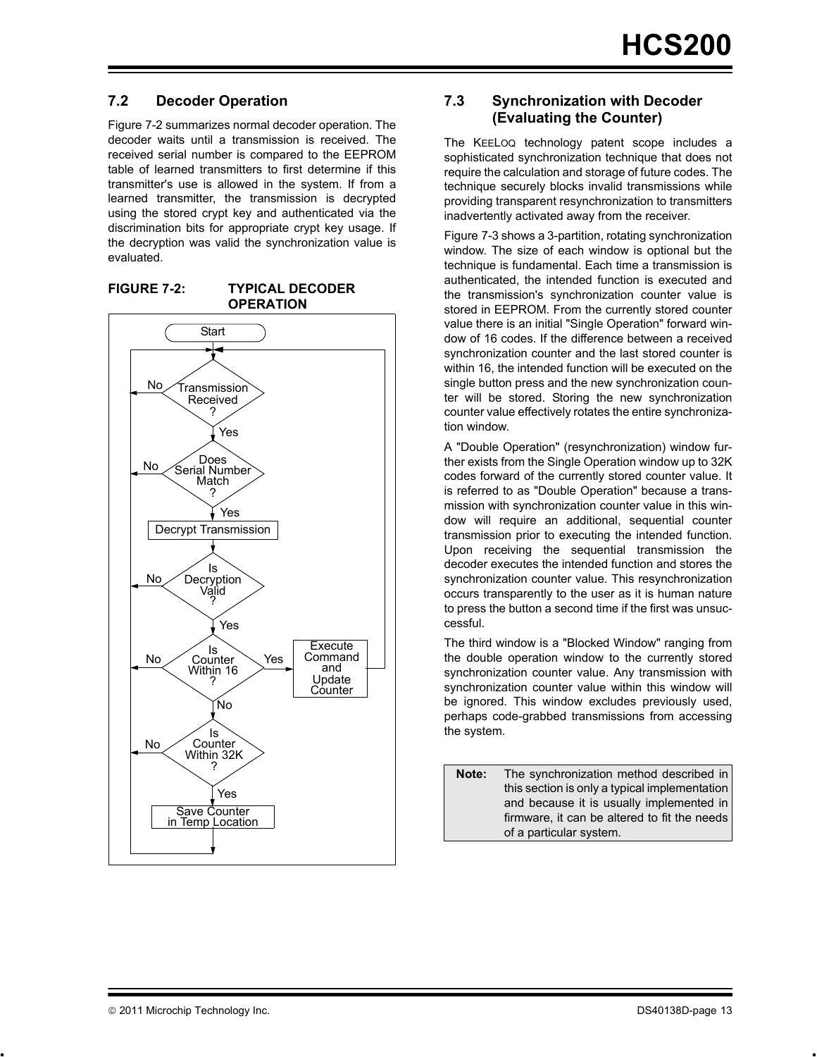## 7.2 Decoder Operation

Figure 7-2 summarizes normal decoder operation. The decoder waits until a transmission is received. The received serial number is compared to the EEPROM table of learned transmitters to first determine if this transmitter's use is allowed in the system. If from a learned transmitter, the transmission is decrypted using the stored crypt key and authenticated via the discrimination bits for appropriate crypt key usage. If the decryption was valid the synchronization value is evaluated.

**FIGURE 7-2: TYPICAL DECODER OPERATION**

Start

Transmission Received? — No / Yes

Does Serial Number Match? — No / Yes

Decrypt Transmission

Is Decryption Valid? — No / Yes

Is Counter Within 16? — No / Yes → Execute Command and Update Counter

Is Counter Within 32K? — No / Yes

Save Counter in Temp Location

## 7.3 Synchronization with Decoder (Evaluating the Counter)

The KEELOQ technology patent scope includes a sophisticated synchronization technique that does not require the calculation and storage of future codes. The technique securely blocks invalid transmissions while providing transparent resynchronization to transmitters inadvertently activated away from the receiver.

Figure 7-3 shows a 3-partition, rotating synchronization window. The size of each window is optional but the technique is fundamental. Each time a transmission is authenticated, the intended function is executed and the transmission's synchronization counter value is stored in EEPROM. From the currently stored counter value there is an initial "Single Operation" forward window of 16 codes. If the difference between a received synchronization counter and the last stored counter is within 16, the intended function will be executed on the single button press and the new synchronization counter will be stored. Storing the new synchronization counter value effectively rotates the entire synchronization window.

A "Double Operation" (resynchronization) window further exists from the Single Operation window up to 32K codes forward of the currently stored counter value. It is referred to as "Double Operation" because a transmission with synchronization counter value in this window will require an additional, sequential counter transmission prior to executing the intended function. Upon receiving the sequential transmission the decoder executes the intended function and stores the synchronization counter value. This resynchronization occurs transparently to the user as it is human nature to press the button a second time if the first was unsuccessful.

The third window is a "Blocked Window" ranging from the double operation window to the currently stored synchronization counter value. Any transmission with synchronization counter value within this window will be ignored. This window excludes previously used, perhaps code-grabbed transmissions from accessing the system.

> **Note:** The synchronization method described in this section is only a typical implementation and because it is usually implemented in firmware, it can be altered to fit the needs of a particular system.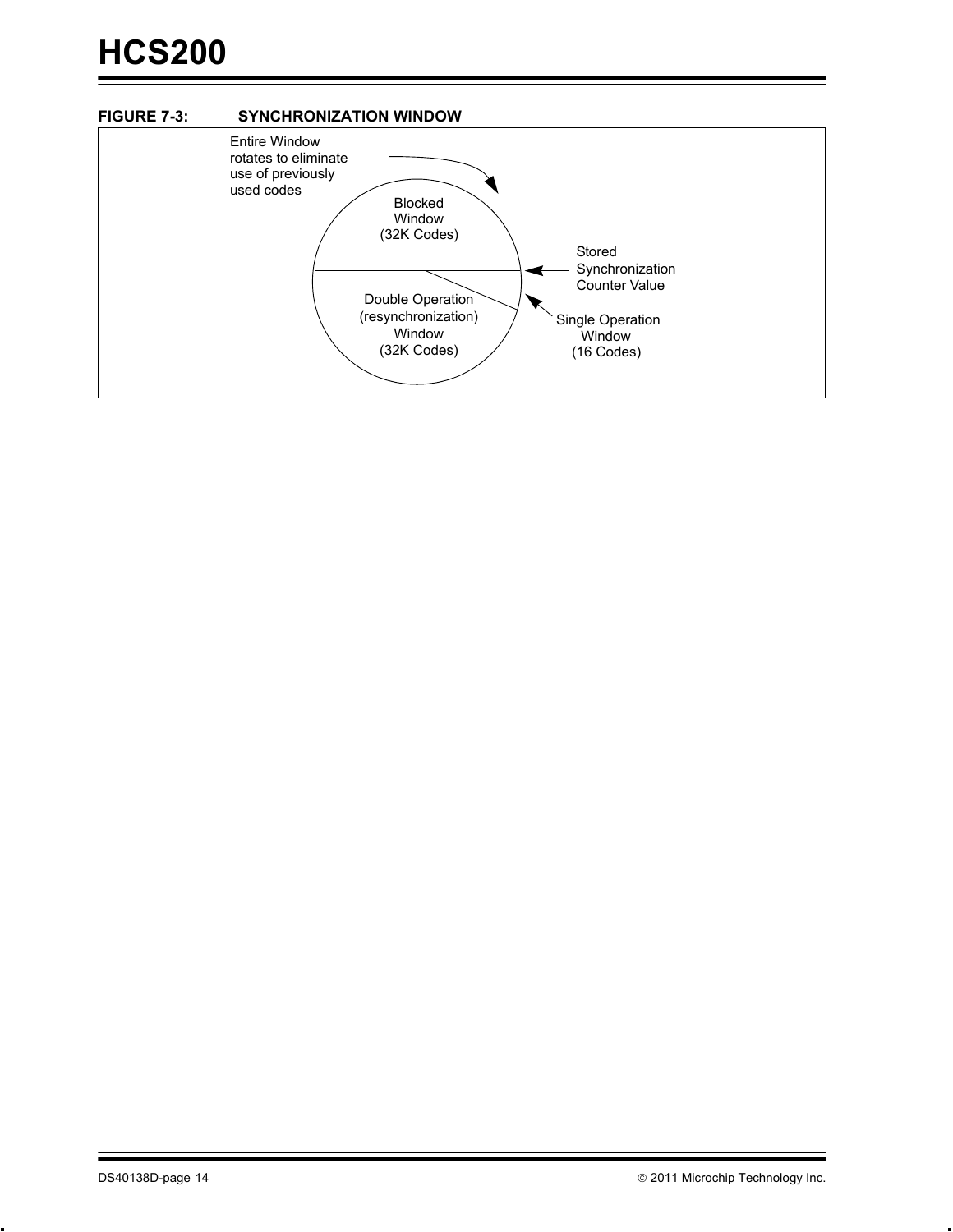**FIGURE 7-3: SYNCHRONIZATION WINDOW**

Entire Window rotates to eliminate use of previously used codes

Blocked Window (32K Codes)

Stored Synchronization Counter Value

Double Operation (resynchronization) Window (32K Codes)

Single Operation Window (16 Codes)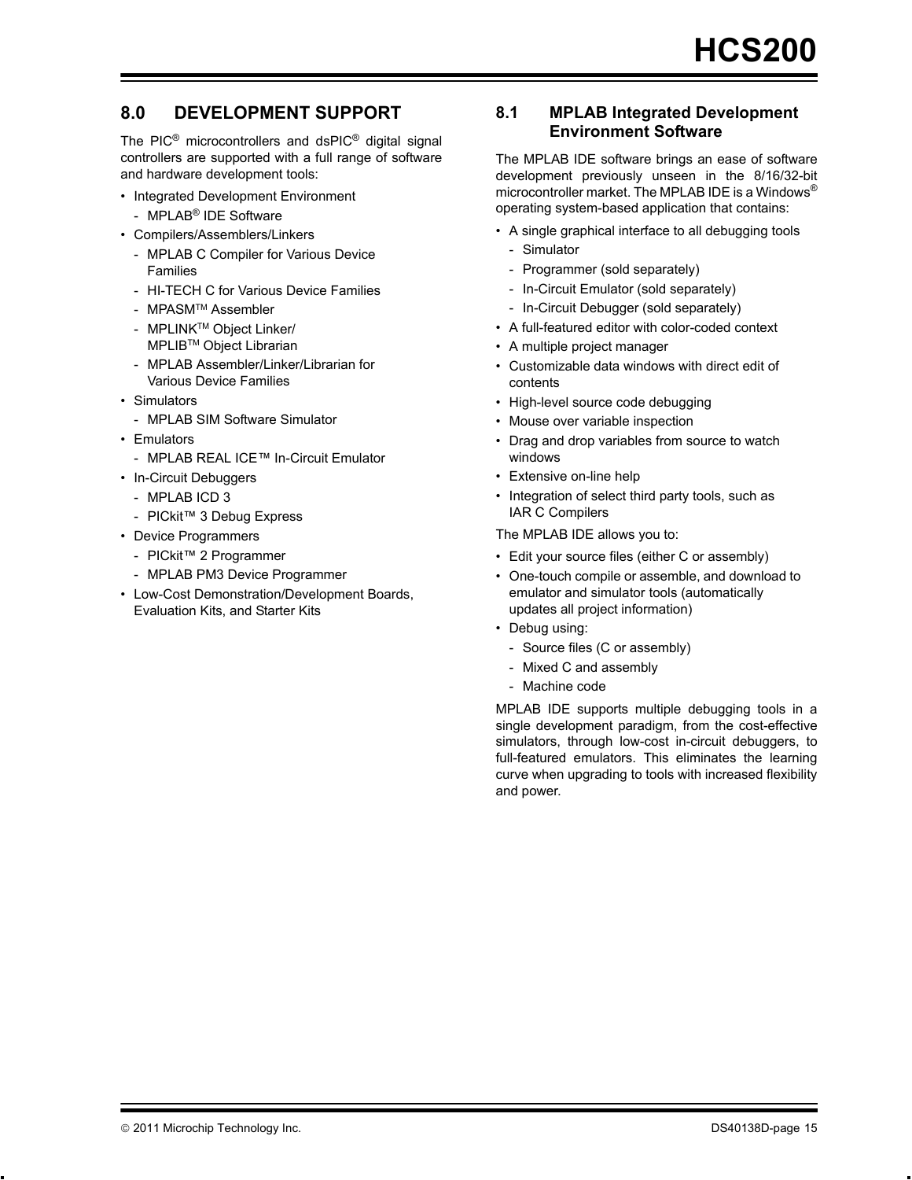## 8.0 DEVELOPMENT SUPPORT

The PIC® microcontrollers and dsPIC® digital signal controllers are supported with a full range of software and hardware development tools:

- Integrated Development Environment
  - MPLAB® IDE Software
- Compilers/Assemblers/Linkers
  - MPLAB C Compiler for Various Device Families
  - HI-TECH C for Various Device Families
  - MPASM™ Assembler
  - MPLINK™ Object Linker/ MPLIB™ Object Librarian
  - MPLAB Assembler/Linker/Librarian for Various Device Families
- Simulators
  - MPLAB SIM Software Simulator
- Emulators
  - MPLAB REAL ICE™ In-Circuit Emulator
- In-Circuit Debuggers
  - MPLAB ICD 3
  - PICkit™ 3 Debug Express
- Device Programmers
  - PICkit™ 2 Programmer
  - MPLAB PM3 Device Programmer
- Low-Cost Demonstration/Development Boards, Evaluation Kits, and Starter Kits

### 8.1 MPLAB Integrated Development Environment Software

The MPLAB IDE software brings an ease of software development previously unseen in the 8/16/32-bit microcontroller market. The MPLAB IDE is a Windows® operating system-based application that contains:

- A single graphical interface to all debugging tools
  - Simulator
  - Programmer (sold separately)
  - In-Circuit Emulator (sold separately)
  - In-Circuit Debugger (sold separately)
- A full-featured editor with color-coded context
- A multiple project manager
- Customizable data windows with direct edit of contents
- High-level source code debugging
- Mouse over variable inspection
- Drag and drop variables from source to watch windows
- Extensive on-line help
- Integration of select third party tools, such as IAR C Compilers

The MPLAB IDE allows you to:

- Edit your source files (either C or assembly)
- One-touch compile or assemble, and download to emulator and simulator tools (automatically updates all project information)
- Debug using:
  - Source files (C or assembly)
  - Mixed C and assembly
  - Machine code

MPLAB IDE supports multiple debugging tools in a single development paradigm, from the cost-effective simulators, through low-cost in-circuit debuggers, to full-featured emulators. This eliminates the learning curve when upgrading to tools with increased flexibility and power.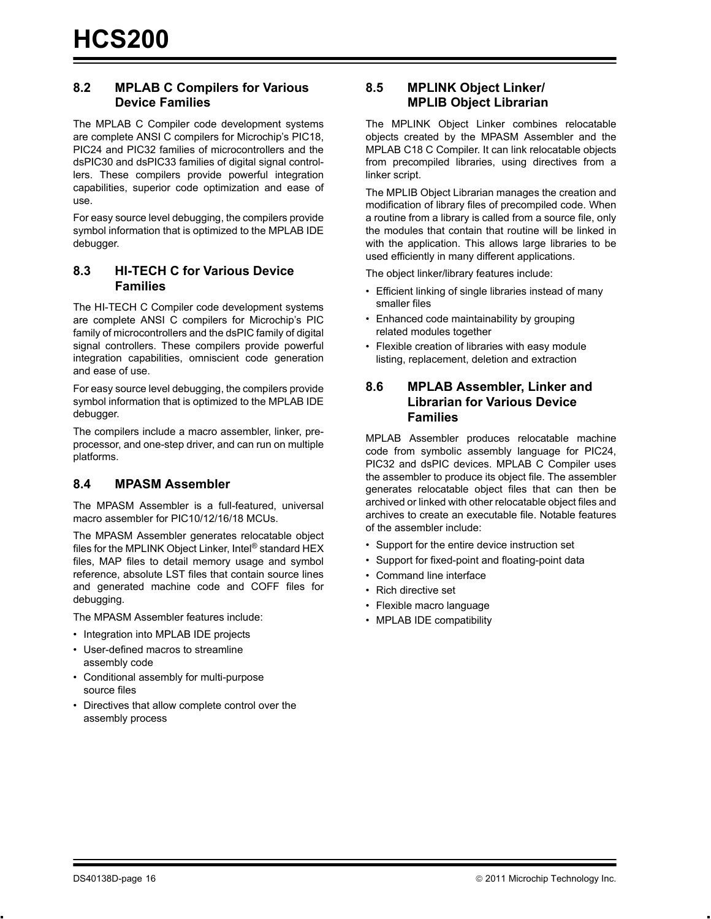## 8.2 MPLAB C Compilers for Various Device Families

The MPLAB C Compiler code development systems are complete ANSI C compilers for Microchip's PIC18, PIC24 and PIC32 families of microcontrollers and the dsPIC30 and dsPIC33 families of digital signal controllers. These compilers provide powerful integration capabilities, superior code optimization and ease of use.

For easy source level debugging, the compilers provide symbol information that is optimized to the MPLAB IDE debugger.

## 8.3 HI-TECH C for Various Device Families

The HI-TECH C Compiler code development systems are complete ANSI C compilers for Microchip's PIC family of microcontrollers and the dsPIC family of digital signal controllers. These compilers provide powerful integration capabilities, omniscient code generation and ease of use.

For easy source level debugging, the compilers provide symbol information that is optimized to the MPLAB IDE debugger.

The compilers include a macro assembler, linker, preprocessor, and one-step driver, and can run on multiple platforms.

## 8.4 MPASM Assembler

The MPASM Assembler is a full-featured, universal macro assembler for PIC10/12/16/18 MCUs.

The MPASM Assembler generates relocatable object files for the MPLINK Object Linker, Intel® standard HEX files, MAP files to detail memory usage and symbol reference, absolute LST files that contain source lines and generated machine code and COFF files for debugging.

The MPASM Assembler features include:

- Integration into MPLAB IDE projects
- User-defined macros to streamline assembly code
- Conditional assembly for multi-purpose source files
- Directives that allow complete control over the assembly process

## 8.5 MPLINK Object Linker/ MPLIB Object Librarian

The MPLINK Object Linker combines relocatable objects created by the MPASM Assembler and the MPLAB C18 C Compiler. It can link relocatable objects from precompiled libraries, using directives from a linker script.

The MPLIB Object Librarian manages the creation and modification of library files of precompiled code. When a routine from a library is called from a source file, only the modules that contain that routine will be linked in with the application. This allows large libraries to be used efficiently in many different applications.

The object linker/library features include:

- Efficient linking of single libraries instead of many smaller files
- Enhanced code maintainability by grouping related modules together
- Flexible creation of libraries with easy module listing, replacement, deletion and extraction

## 8.6 MPLAB Assembler, Linker and Librarian for Various Device Families

MPLAB Assembler produces relocatable machine code from symbolic assembly language for PIC24, PIC32 and dsPIC devices. MPLAB C Compiler uses the assembler to produce its object file. The assembler generates relocatable object files that can then be archived or linked with other relocatable object files and archives to create an executable file. Notable features of the assembler include:

- Support for the entire device instruction set
- Support for fixed-point and floating-point data
- Command line interface
- Rich directive set
- Flexible macro language
- MPLAB IDE compatibility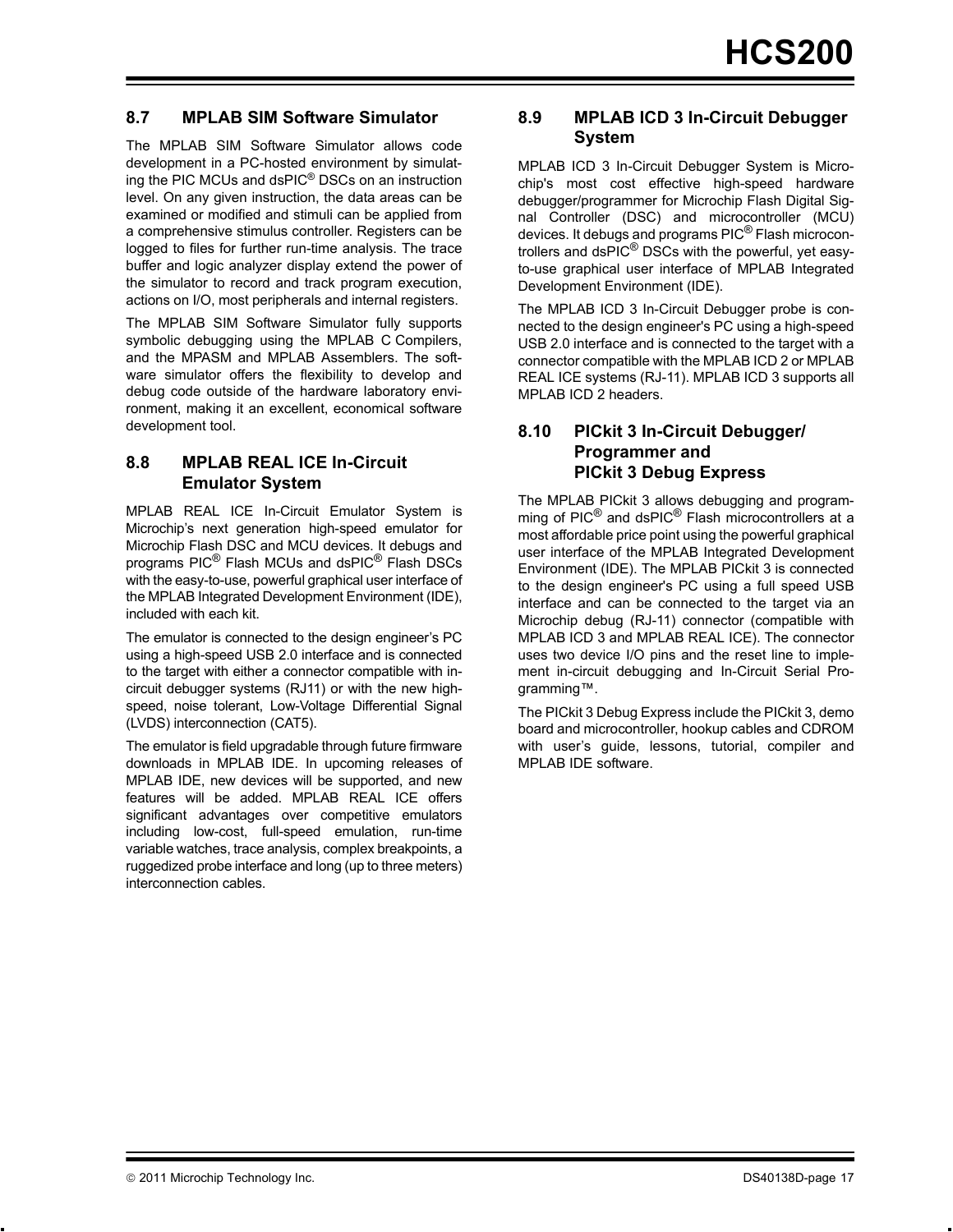## 8.7 MPLAB SIM Software Simulator

The MPLAB SIM Software Simulator allows code development in a PC-hosted environment by simulating the PIC MCUs and dsPIC® DSCs on an instruction level. On any given instruction, the data areas can be examined or modified and stimuli can be applied from a comprehensive stimulus controller. Registers can be logged to files for further run-time analysis. The trace buffer and logic analyzer display extend the power of the simulator to record and track program execution, actions on I/O, most peripherals and internal registers.

The MPLAB SIM Software Simulator fully supports symbolic debugging using the MPLAB C Compilers, and the MPASM and MPLAB Assemblers. The software simulator offers the flexibility to develop and debug code outside of the hardware laboratory environment, making it an excellent, economical software development tool.

## 8.8 MPLAB REAL ICE In-Circuit Emulator System

MPLAB REAL ICE In-Circuit Emulator System is Microchip's next generation high-speed emulator for Microchip Flash DSC and MCU devices. It debugs and programs PIC® Flash MCUs and dsPIC® Flash DSCs with the easy-to-use, powerful graphical user interface of the MPLAB Integrated Development Environment (IDE), included with each kit.

The emulator is connected to the design engineer's PC using a high-speed USB 2.0 interface and is connected to the target with either a connector compatible with in-circuit debugger systems (RJ11) or with the new high-speed, noise tolerant, Low-Voltage Differential Signal (LVDS) interconnection (CAT5).

The emulator is field upgradable through future firmware downloads in MPLAB IDE. In upcoming releases of MPLAB IDE, new devices will be supported, and new features will be added. MPLAB REAL ICE offers significant advantages over competitive emulators including low-cost, full-speed emulation, run-time variable watches, trace analysis, complex breakpoints, a ruggedized probe interface and long (up to three meters) interconnection cables.

## 8.9 MPLAB ICD 3 In-Circuit Debugger System

MPLAB ICD 3 In-Circuit Debugger System is Microchip's most cost effective high-speed hardware debugger/programmer for Microchip Flash Digital Signal Controller (DSC) and microcontroller (MCU) devices. It debugs and programs PIC® Flash microcontrollers and dsPIC® DSCs with the powerful, yet easy-to-use graphical user interface of MPLAB Integrated Development Environment (IDE).

The MPLAB ICD 3 In-Circuit Debugger probe is connected to the design engineer's PC using a high-speed USB 2.0 interface and is connected to the target with a connector compatible with the MPLAB ICD 2 or MPLAB REAL ICE systems (RJ-11). MPLAB ICD 3 supports all MPLAB ICD 2 headers.

## 8.10 PICkit 3 In-Circuit Debugger/ Programmer and PICkit 3 Debug Express

The MPLAB PICkit 3 allows debugging and programming of PIC® and dsPIC® Flash microcontrollers at a most affordable price point using the powerful graphical user interface of the MPLAB Integrated Development Environment (IDE). The MPLAB PICkit 3 is connected to the design engineer's PC using a full speed USB interface and can be connected to the target via an Microchip debug (RJ-11) connector (compatible with MPLAB ICD 3 and MPLAB REAL ICE). The connector uses two device I/O pins and the reset line to implement in-circuit debugging and In-Circuit Serial Programming™.

The PICkit 3 Debug Express include the PICkit 3, demo board and microcontroller, hookup cables and CDROM with user's guide, lessons, tutorial, compiler and MPLAB IDE software.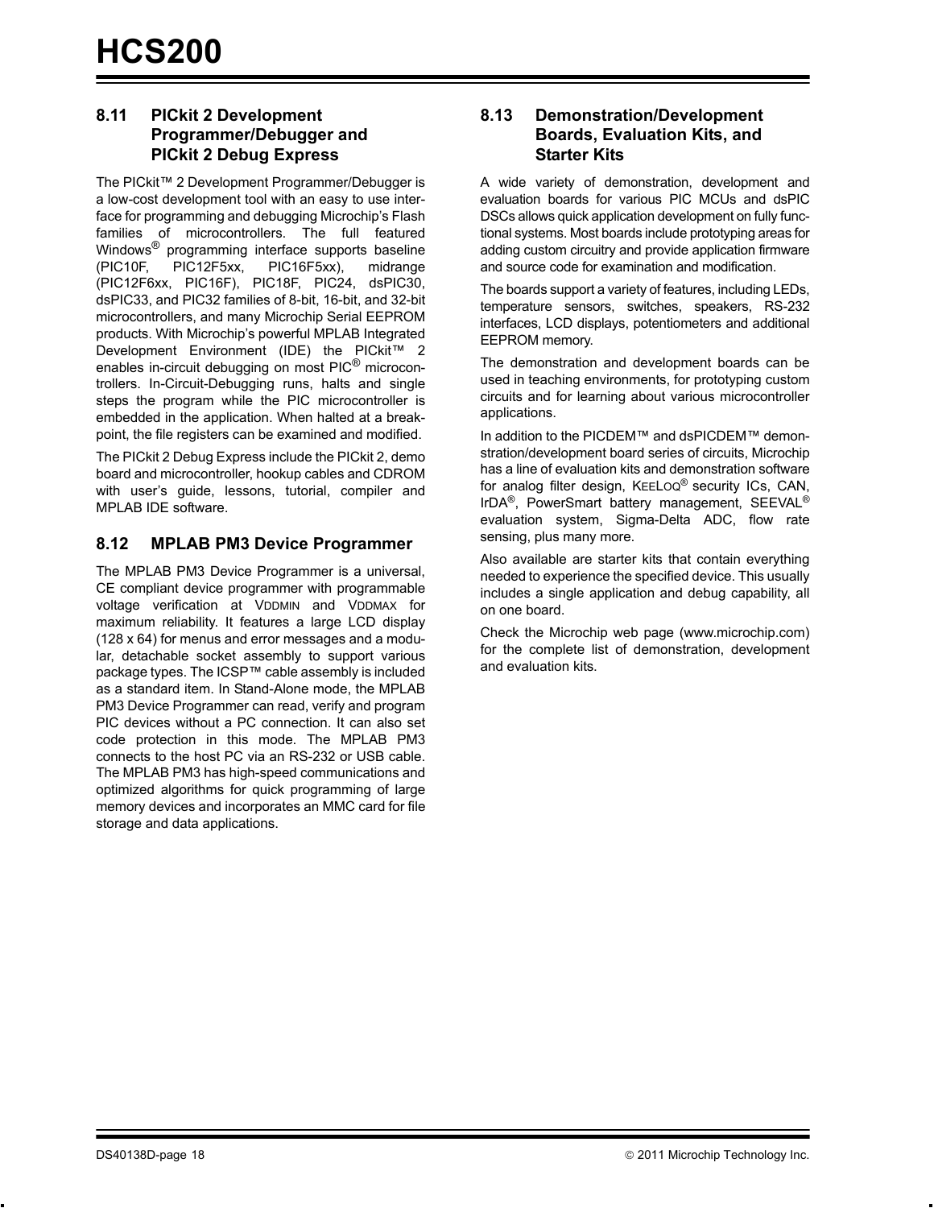## 8.11 PICkit 2 Development Programmer/Debugger and PICkit 2 Debug Express

The PICkit™ 2 Development Programmer/Debugger is a low-cost development tool with an easy to use interface for programming and debugging Microchip's Flash families of microcontrollers. The full featured Windows® programming interface supports baseline (PIC10F, PIC12F5xx, PIC16F5xx), midrange (PIC12F6xx, PIC16F), PIC18F, PIC24, dsPIC30, dsPIC33, and PIC32 families of 8-bit, 16-bit, and 32-bit microcontrollers, and many Microchip Serial EEPROM products. With Microchip's powerful MPLAB Integrated Development Environment (IDE) the PICkit™ 2 enables in-circuit debugging on most PIC® microcontrollers. In-Circuit-Debugging runs, halts and single steps the program while the PIC microcontroller is embedded in the application. When halted at a breakpoint, the file registers can be examined and modified.

The PICkit 2 Debug Express include the PICkit 2, demo board and microcontroller, hookup cables and CDROM with user's guide, lessons, tutorial, compiler and MPLAB IDE software.

## 8.12 MPLAB PM3 Device Programmer

The MPLAB PM3 Device Programmer is a universal, CE compliant device programmer with programmable voltage verification at $V_{DDMIN}$ and $V_{DDMAX}$ for maximum reliability. It features a large LCD display (128 x 64) for menus and error messages and a modular, detachable socket assembly to support various package types. The ICSP™ cable assembly is included as a standard item. In Stand-Alone mode, the MPLAB PM3 Device Programmer can read, verify and program PIC devices without a PC connection. It can also set code protection in this mode. The MPLAB PM3 connects to the host PC via an RS-232 or USB cable. The MPLAB PM3 has high-speed communications and optimized algorithms for quick programming of large memory devices and incorporates an MMC card for file storage and data applications.

## 8.13 Demonstration/Development Boards, Evaluation Kits, and Starter Kits

A wide variety of demonstration, development and evaluation boards for various PIC MCUs and dsPIC DSCs allows quick application development on fully functional systems. Most boards include prototyping areas for adding custom circuitry and provide application firmware and source code for examination and modification.

The boards support a variety of features, including LEDs, temperature sensors, switches, speakers, RS-232 interfaces, LCD displays, potentiometers and additional EEPROM memory.

The demonstration and development boards can be used in teaching environments, for prototyping custom circuits and for learning about various microcontroller applications.

In addition to the PICDEM™ and dsPICDEM™ demonstration/development board series of circuits, Microchip has a line of evaluation kits and demonstration software for analog filter design, KEELOQ® security ICs, CAN, IrDA®, PowerSmart battery management, SEEVAL® evaluation system, Sigma-Delta ADC, flow rate sensing, plus many more.

Also available are starter kits that contain everything needed to experience the specified device. This usually includes a single application and debug capability, all on one board.

Check the Microchip web page (www.microchip.com) for the complete list of demonstration, development and evaluation kits.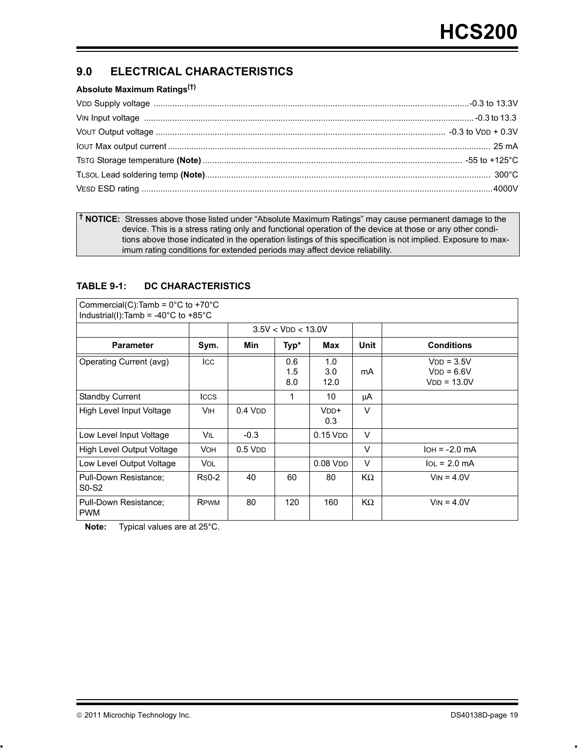## 9.0 ELECTRICAL CHARACTERISTICS

**Absolute Maximum Ratings(†)**

$V_{DD}$ Supply voltage ........ -0.3 to 13.3V

$V_{IN}$ Input voltage ........ -0.3 to 13.3

$V_{OUT}$ Output voltage ........ -0.3 to $V_{DD}$ + 0.3V

$I_{OUT}$ Max output current ........ 25 mA

$T_{STG}$ Storage temperature **(Note)** ........ -55 to +125°C

$T_{LSOL}$ Lead soldering temp **(Note)** ........ 300°C

$V_{ESD}$ ESD rating ........ 4000V

**† NOTICE:** Stresses above those listed under "Absolute Maximum Ratings" may cause permanent damage to the device. This is a stress rating only and functional operation of the device at those or any other conditions above those indicated in the operation listings of this specification is not implied. Exposure to maximum rating conditions for extended periods may affect device reliability.

**TABLE 9-1: DC CHARACTERISTICS**

| Commercial(C):Tamb = 0°C to +70°C<br>Industrial(I):Tamb = -40°C to +85°C | | | | | | |
|---|---|---|---|---|---|---|
| | | 3.5V < $V_{DD}$ < 13.0V | | | | |
| **Parameter** | **Sym.** | **Min** | **Typ*** | **Max** | **Unit** | **Conditions** |
| Operating Current (avg) | $I_{CC}$ | | 0.6<br>1.5<br>8.0 | 1.0<br>3.0<br>12.0 | mA | $V_{DD}$ = 3.5V<br>$V_{DD}$ = 6.6V<br>$V_{DD}$ = 13.0V |
| Standby Current | $I_{CCS}$ | | 1 | 10 | μA | |
| High Level Input Voltage | $V_{IH}$ | 0.4 $V_{DD}$ | | $V_{DD}$+ 0.3 | V | |
| Low Level Input Voltage | $V_{IL}$ | -0.3 | | 0.15 $V_{DD}$ | V | |
| High Level Output Voltage | $V_{OH}$ | 0.5 $V_{DD}$ | | | V | $I_{OH}$ = -2.0 mA |
| Low Level Output Voltage | $V_{OL}$ | | | 0.08 $V_{DD}$ | V | $I_{OL}$ = 2.0 mA |
| Pull-Down Resistance; S0-S2 | $R_{S0-2}$ | 40 | 60 | 80 | KΩ | $V_{IN}$ = 4.0V |
| Pull-Down Resistance; PWM | $R_{PWM}$ | 80 | 120 | 160 | KΩ | $V_{IN}$ = 4.0V |

**Note:** Typical values are at 25°C.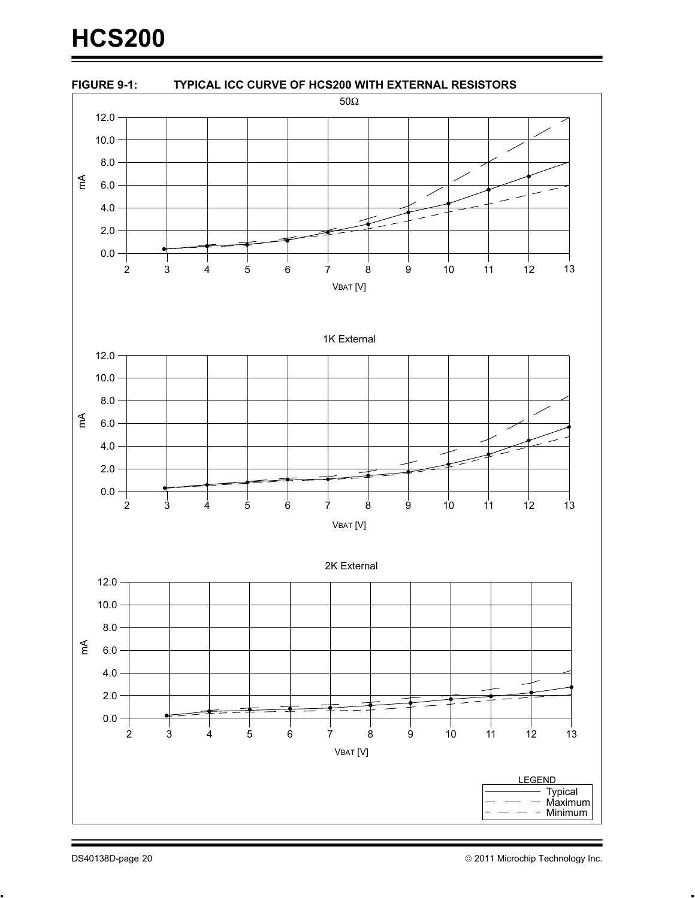**FIGURE 9-1: TYPICAL ICC CURVE OF HCS200 WITH EXTERNAL RESISTORS**

50Ω

mA

12.0
10.0
8.0
6.0
4.0
2.0
0.0

2 3 4 5 6 7 8 9 10 11 12 13

VBAT [V]

1K External

mA

12.0
10.0
8.0
6.0
4.0
2.0
0.0

2 3 4 5 6 7 8 9 10 11 12 13

VBAT [V]

2K External

mA

12.0
10.0
8.0
6.0
4.0
2.0
0.0

2 3 4 5 6 7 8 9 10 11 12 13

VBAT [V]

LEGEND
Typical
Maximum
Minimum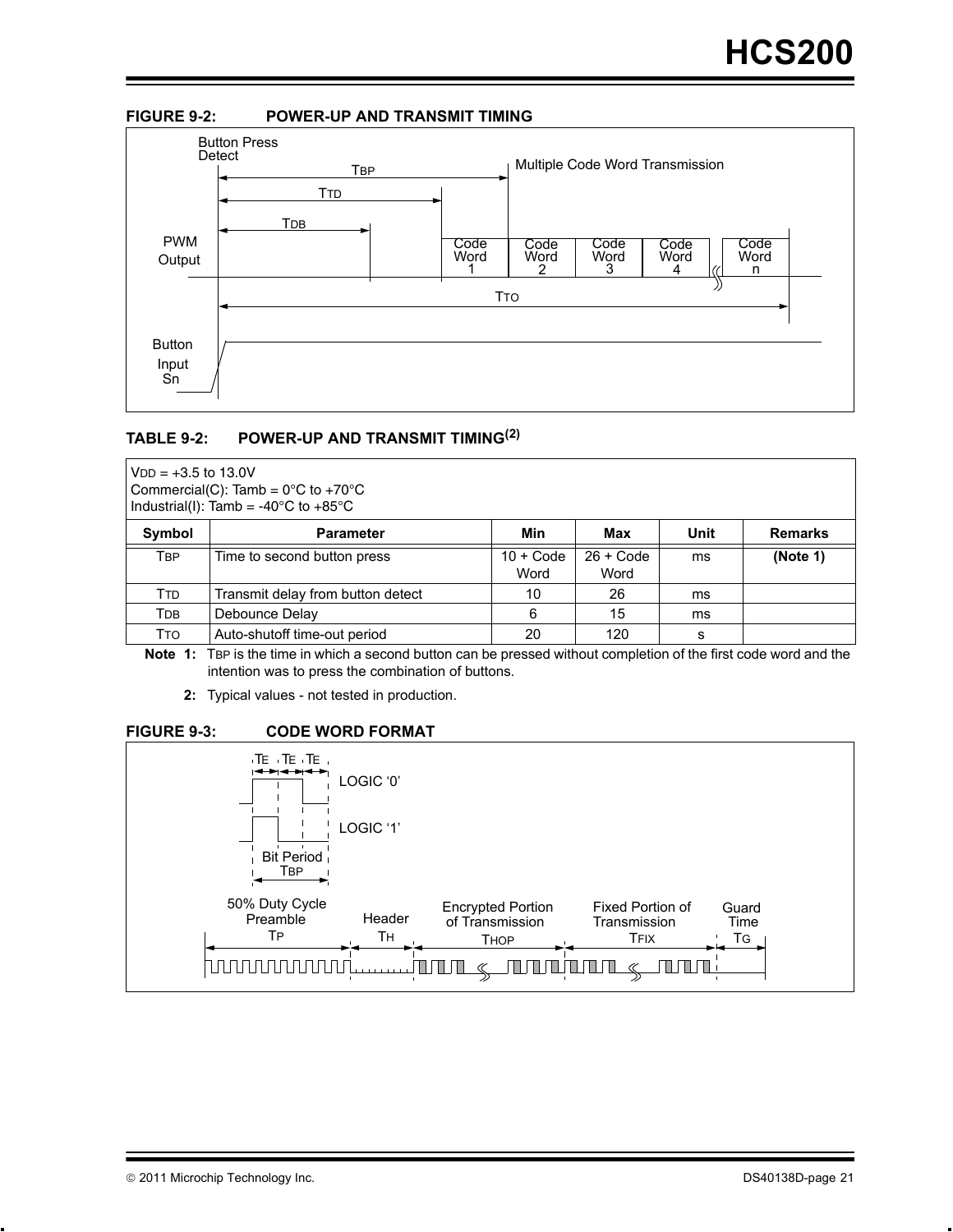**FIGURE 9-2: POWER-UP AND TRANSMIT TIMING**

**TABLE 9-2: POWER-UP AND TRANSMIT TIMING(2)**

| VDD = +3.5 to 13.0V<br>Commercial(C): Tamb = 0°C to +70°C<br>Industrial(I): Tamb = -40°C to +85°C | | | | | |
|---|---|---|---|---|---|
| **Symbol** | **Parameter** | **Min** | **Max** | **Unit** | **Remarks** |
| $T_{BP}$ | Time to second button press | 10 + Code Word | 26 + Code Word | ms | **(Note 1)** |
| $T_{TD}$ | Transmit delay from button detect | 10 | 26 | ms | |
| $T_{DB}$ | Debounce Delay | 6 | 15 | ms | |
| $T_{TO}$ | Auto-shutoff time-out period | 20 | 120 | s | |

**Note 1:** $T_{BP}$ is the time in which a second button can be pressed without completion of the first code word and the intention was to press the combination of buttons.

**2:** Typical values - not tested in production.

**FIGURE 9-3: CODE WORD FORMAT**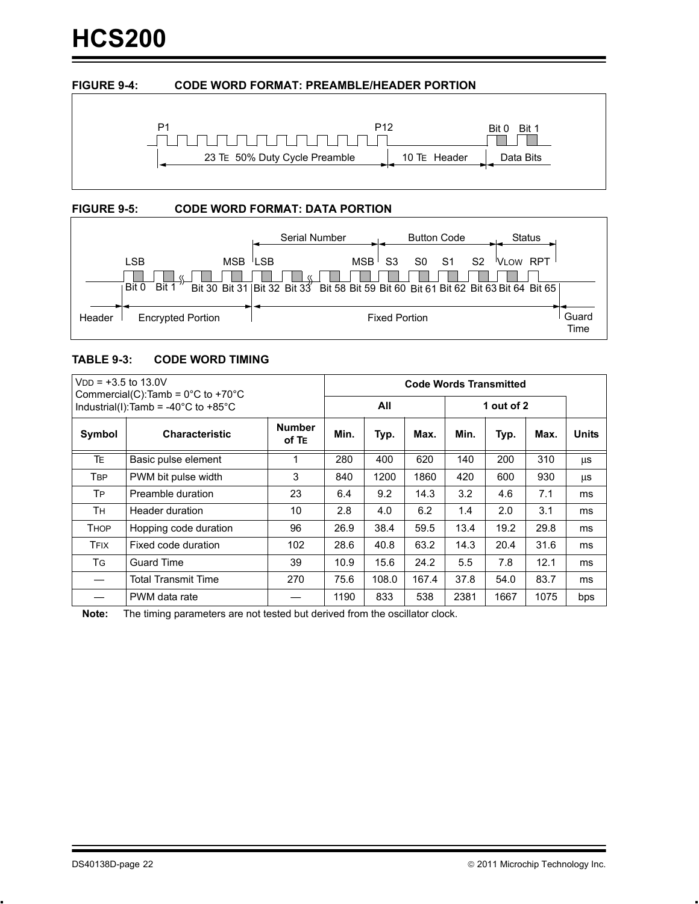**FIGURE 9-4: CODE WORD FORMAT: PREAMBLE/HEADER PORTION**

P1 P12 Bit 0 Bit 1

23 TE 50% Duty Cycle Preamble | 10 TE Header | Data Bits

**FIGURE 9-5: CODE WORD FORMAT: DATA PORTION**

Serial Number | Button Code | Status

LSB MSB LSB MSB S3 S0 S1 S2 VLOW RPT

Bit 0 Bit 1 Bit 30 Bit 31 Bit 32 Bit 33 Bit 58 Bit 59 Bit 60 Bit 61 Bit 62 Bit 63 Bit 64 Bit 65

Header | Encrypted Portion | Fixed Portion | Guard Time

**TABLE 9-3: CODE WORD TIMING**

| VDD = +3.5 to 13.0V<br>Commercial(C):Tamb = 0°C to +70°C<br>Industrial(I):Tamb = -40°C to +85°C | | | Code Words Transmitted | | | | | | |
|---|---|---|---|---|---|---|---|---|---|
| | | | All | | | 1 out of 2 | | | |
| **Symbol** | **Characteristic** | **Number of TE** | **Min.** | **Typ.** | **Max.** | **Min.** | **Typ.** | **Max.** | **Units** |
| TE | Basic pulse element | 1 | 280 | 400 | 620 | 140 | 200 | 310 | µs |
| TBP | PWM bit pulse width | 3 | 840 | 1200 | 1860 | 420 | 600 | 930 | µs |
| TP | Preamble duration | 23 | 6.4 | 9.2 | 14.3 | 3.2 | 4.6 | 7.1 | ms |
| TH | Header duration | 10 | 2.8 | 4.0 | 6.2 | 1.4 | 2.0 | 3.1 | ms |
| THOP | Hopping code duration | 96 | 26.9 | 38.4 | 59.5 | 13.4 | 19.2 | 29.8 | ms |
| TFIX | Fixed code duration | 102 | 28.6 | 40.8 | 63.2 | 14.3 | 20.4 | 31.6 | ms |
| TG | Guard Time | 39 | 10.9 | 15.6 | 24.2 | 5.5 | 7.8 | 12.1 | ms |
| — | Total Transmit Time | 270 | 75.6 | 108.0 | 167.4 | 37.8 | 54.0 | 83.7 | ms |
| — | PWM data rate | — | 1190 | 833 | 538 | 2381 | 1667 | 1075 | bps |

**Note:** The timing parameters are not tested but derived from the oscillator clock.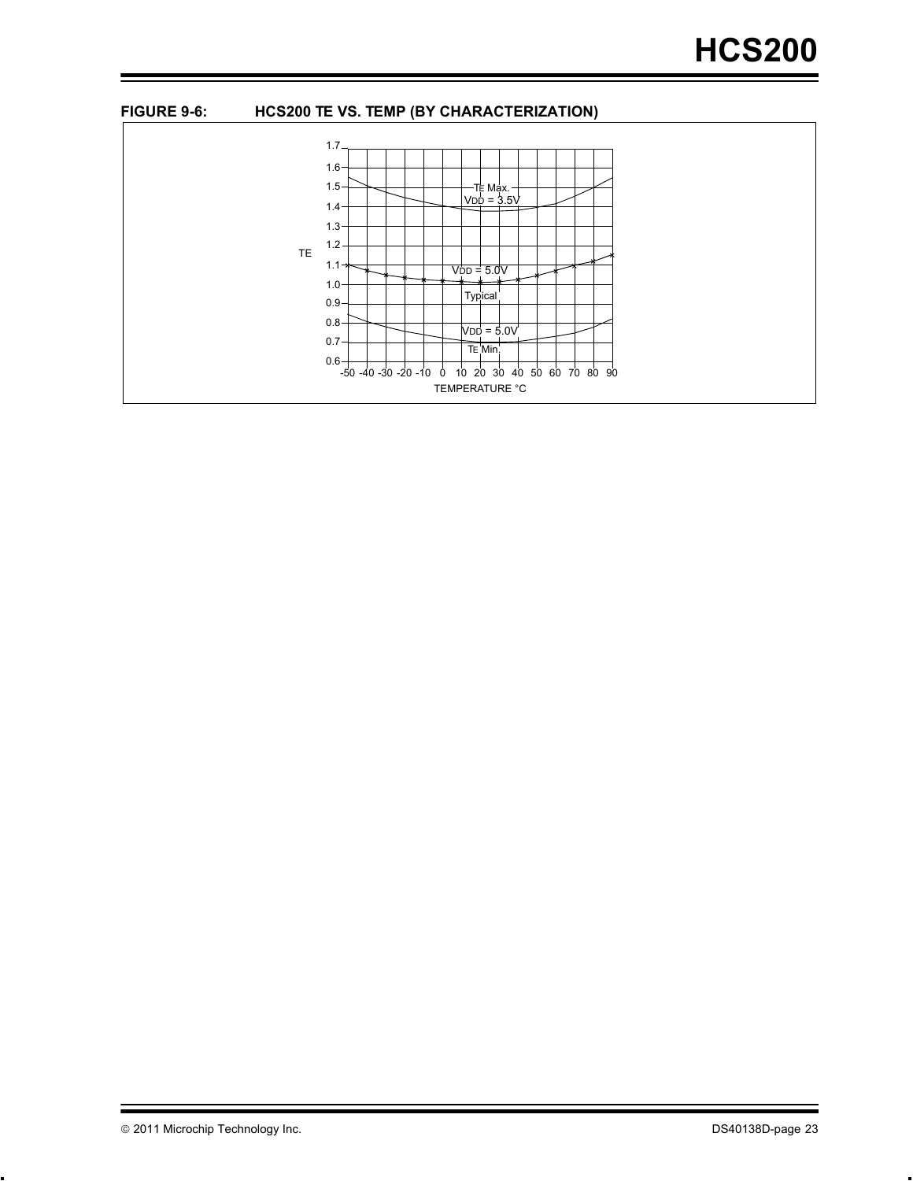**FIGURE 9-6: HCS200 TE VS. TEMP (BY CHARACTERIZATION)**

TE

1.7
1.6
1.5
1.4
1.3
1.2
1.1
1.0
0.9
0.8
0.7
0.6

TE Max.
VDD = 3.5V

VDD = 5.0V
Typical

VDD = 5.0V
TE Min.

-50 -40 -30 -20 -10 0 10 20 30 40 50 60 70 80 90

TEMPERATURE °C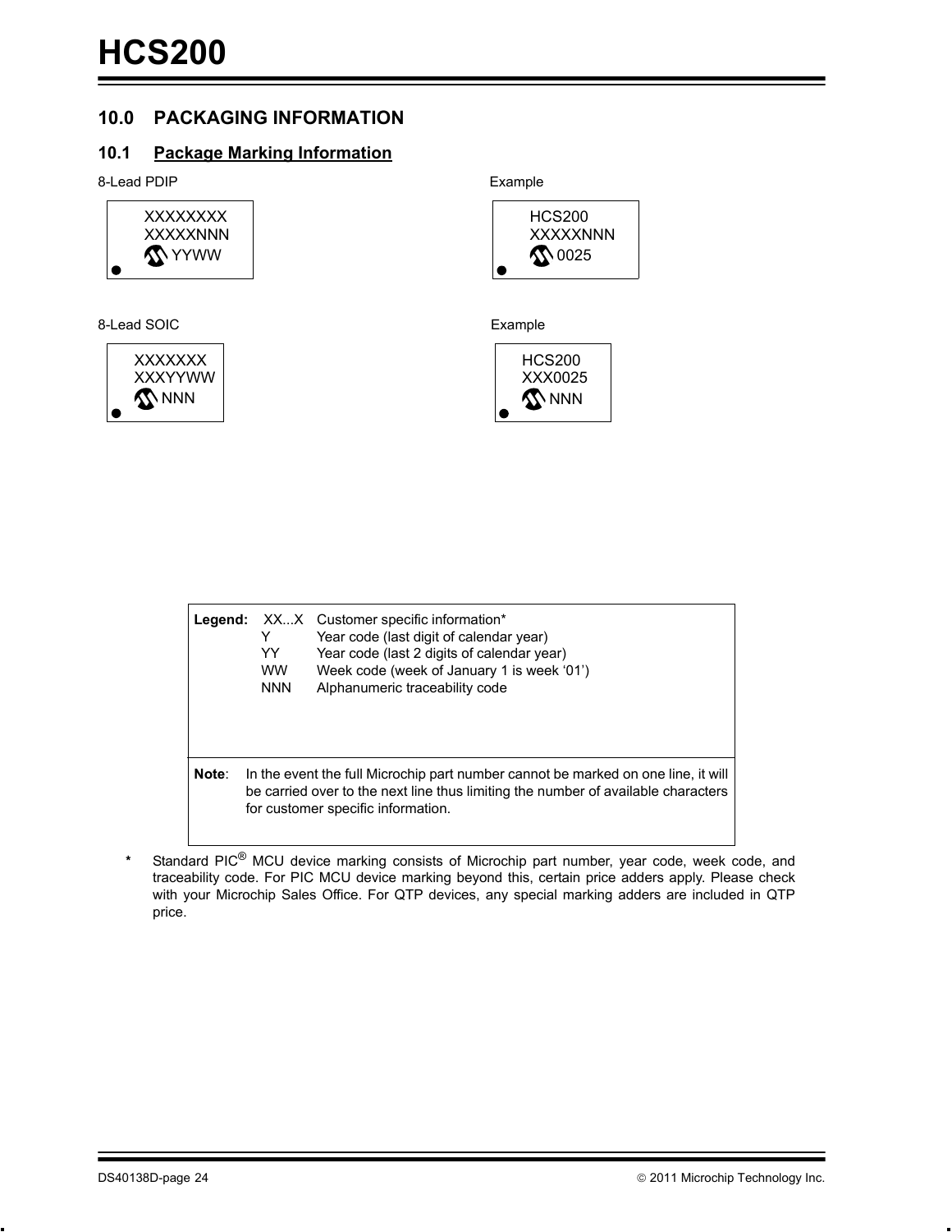## 10.0 PACKAGING INFORMATION

### 10.1 Package Marking Information

8-Lead PDIP

```
XXXXXXXX
XXXXXNNN
   YYWW
```

Example

```
HCS200
XXXXXNNN
   0025
```

8-Lead SOIC

```
XXXXXXX
XXXYYWW
   NNN
```

Example

```
HCS200
XXX0025
   NNN
```

| **Legend:** | | |
|---|---|---|
| | XX...X | Customer specific information* |
| | Y | Year code (last digit of calendar year) |
| | YY | Year code (last 2 digits of calendar year) |
| | WW | Week code (week of January 1 is week ‘01’) |
| | NNN | Alphanumeric traceability code |

**Note**: In the event the full Microchip part number cannot be marked on one line, it will be carried over to the next line thus limiting the number of available characters for customer specific information.

\* Standard PIC® MCU device marking consists of Microchip part number, year code, week code, and traceability code. For PIC MCU device marking beyond this, certain price adders apply. Please check with your Microchip Sales Office. For QTP devices, any special marking adders are included in QTP price.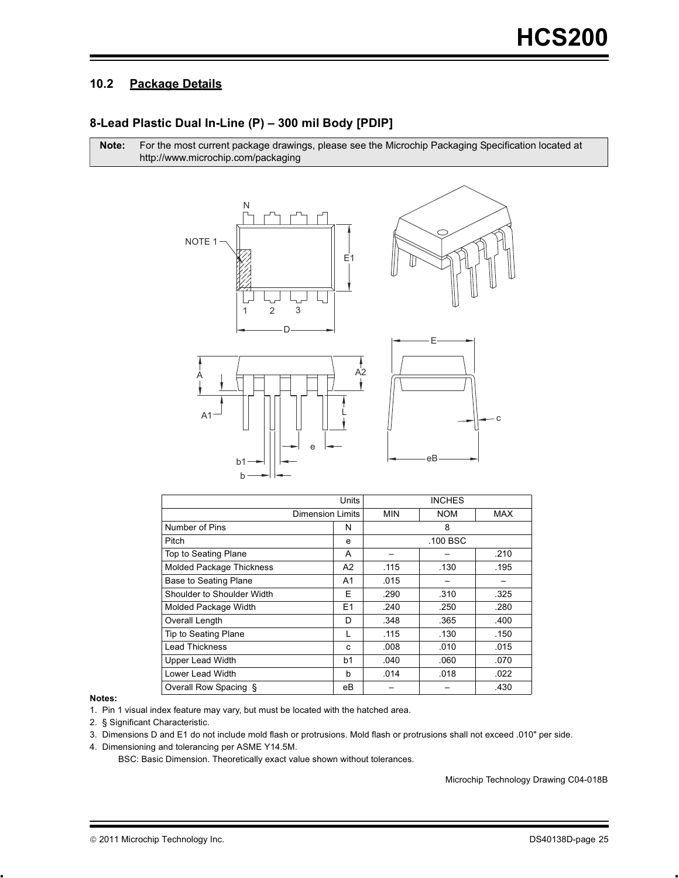## 10.2 Package Details

### 8-Lead Plastic Dual In-Line (P) – 300 mil Body [PDIP]

**Note:** For the most current package drawings, please see the Microchip Packaging Specification located at http://www.microchip.com/packaging

| | Units | INCHES | | |
|---|---|---|---|---|
| | Dimension Limits | MIN | NOM | MAX |
| Number of Pins | N | | 8 | |
| Pitch | e | | .100 BSC | |
| Top to Seating Plane | A | – | – | .210 |
| Molded Package Thickness | A2 | .115 | .130 | .195 |
| Base to Seating Plane | A1 | .015 | – | – |
| Shoulder to Shoulder Width | E | .290 | .310 | .325 |
| Molded Package Width | E1 | .240 | .250 | .280 |
| Overall Length | D | .348 | .365 | .400 |
| Tip to Seating Plane | L | .115 | .130 | .150 |
| Lead Thickness | c | .008 | .010 | .015 |
| Upper Lead Width | b1 | .040 | .060 | .070 |
| Lower Lead Width | b | .014 | .018 | .022 |
| Overall Row Spacing § | eB | – | – | .430 |

**Notes:**

1. Pin 1 visual index feature may vary, but must be located with the hatched area.
2. § Significant Characteristic.
3. Dimensions D and E1 do not include mold flash or protrusions. Mold flash or protrusions shall not exceed .010" per side.
4. Dimensioning and tolerancing per ASME Y14.5M.

   BSC: Basic Dimension. Theoretically exact value shown without tolerances.

Microchip Technology Drawing C04-018B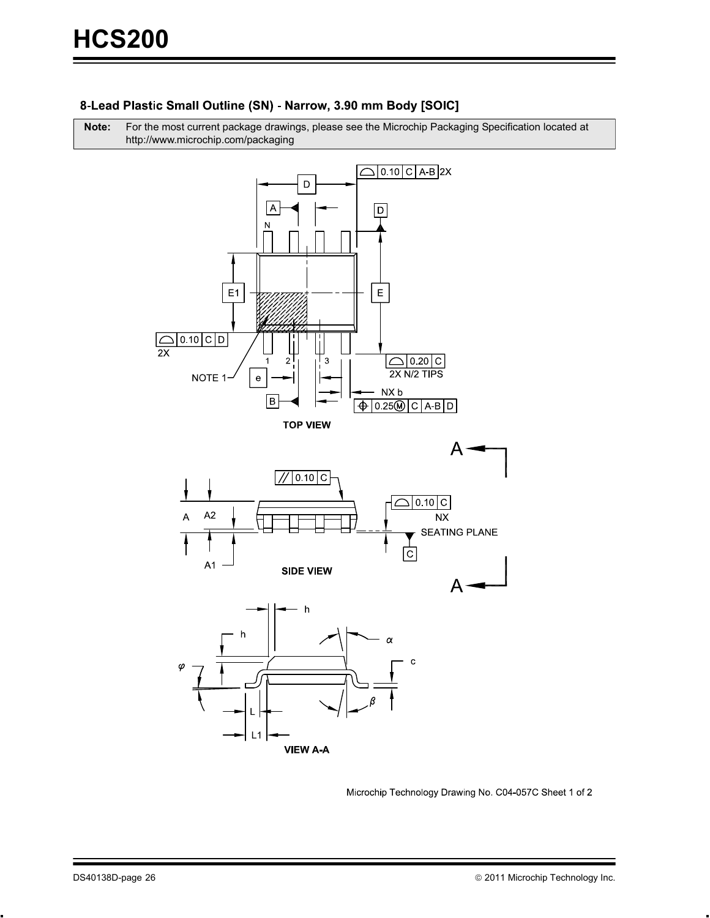## 8-Lead Plastic Small Outline (SN) - Narrow, 3.90 mm Body [SOIC]

| **Note:** | For the most current package drawings, please see the Microchip Packaging Specification located at http://www.microchip.com/packaging |
|---|---|

TOP VIEW

SIDE VIEW

VIEW A-A

Microchip Technology Drawing No. C04-057C Sheet 1 of 2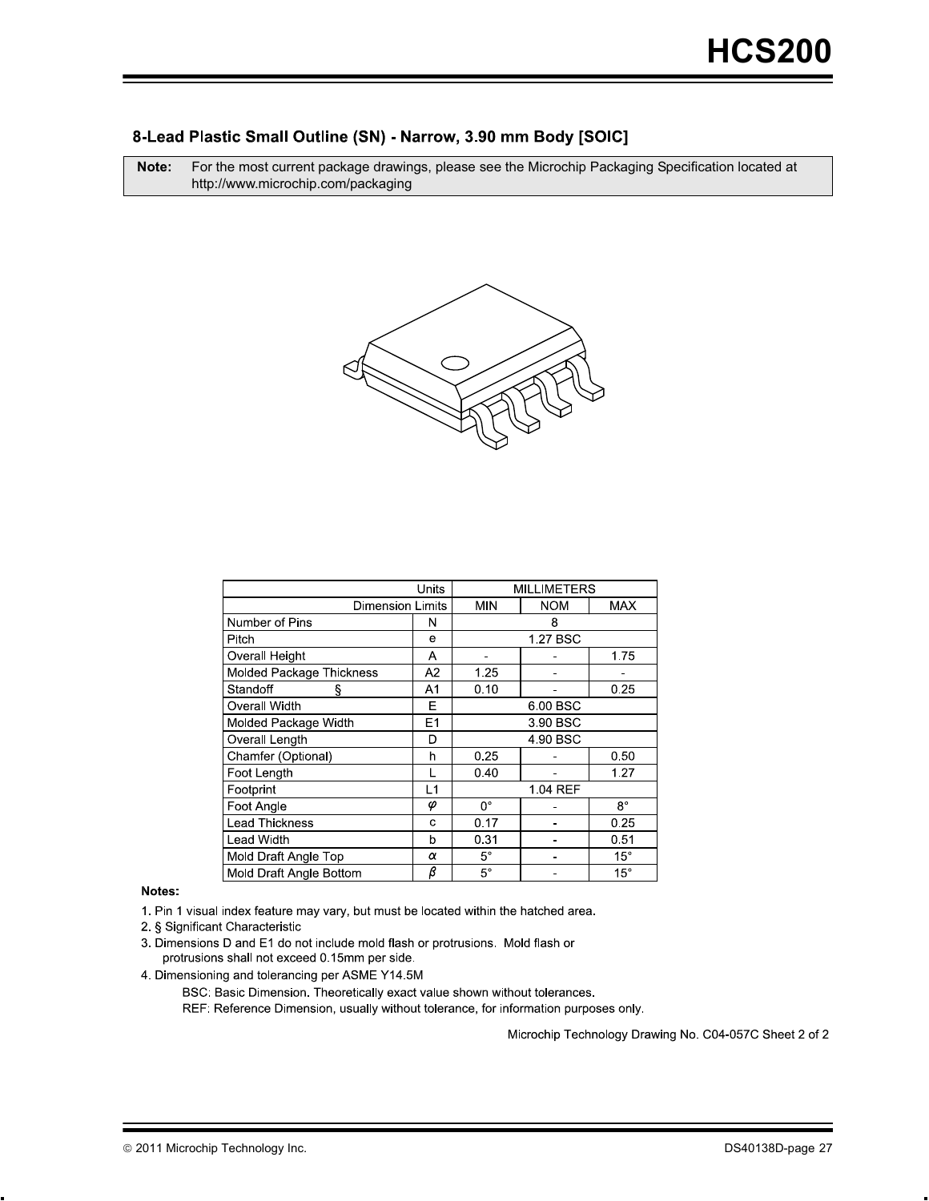## 8-Lead Plastic Small Outline (SN) - Narrow, 3.90 mm Body [SOIC]

| **Note:** | For the most current package drawings, please see the Microchip Packaging Specification located at http://www.microchip.com/packaging |
|---|---|

| Units | | MILLIMETERS | | |
|---|---|---|---|---|
| Dimension Limits | | MIN | NOM | MAX |
| Number of Pins | N | | 8 | |
| Pitch | e | | 1.27 BSC | |
| Overall Height | A | - | - | 1.75 |
| Molded Package Thickness | A2 | 1.25 | - | - |
| Standoff § | A1 | 0.10 | - | 0.25 |
| Overall Width | E | | 6.00 BSC | |
| Molded Package Width | E1 | | 3.90 BSC | |
| Overall Length | D | | 4.90 BSC | |
| Chamfer (Optional) | h | 0.25 | - | 0.50 |
| Foot Length | L | 0.40 | - | 1.27 |
| Footprint | L1 | | 1.04 REF | |
| Foot Angle | φ | 0° | - | 8° |
| Lead Thickness | c | 0.17 | - | 0.25 |
| Lead Width | b | 0.31 | - | 0.51 |
| Mold Draft Angle Top | α | 5° | - | 15° |
| Mold Draft Angle Bottom | β | 5° | - | 15° |

**Notes:**

1. Pin 1 visual index feature may vary, but must be located within the hatched area.
2. § Significant Characteristic
3. Dimensions D and E1 do not include mold flash or protrusions. Mold flash or protrusions shall not exceed 0.15mm per side.
4. Dimensioning and tolerancing per ASME Y14.5M

   BSC: Basic Dimension. Theoretically exact value shown without tolerances.

   REF: Reference Dimension, usually without tolerance, for information purposes only.

Microchip Technology Drawing No. C04-057C Sheet 2 of 2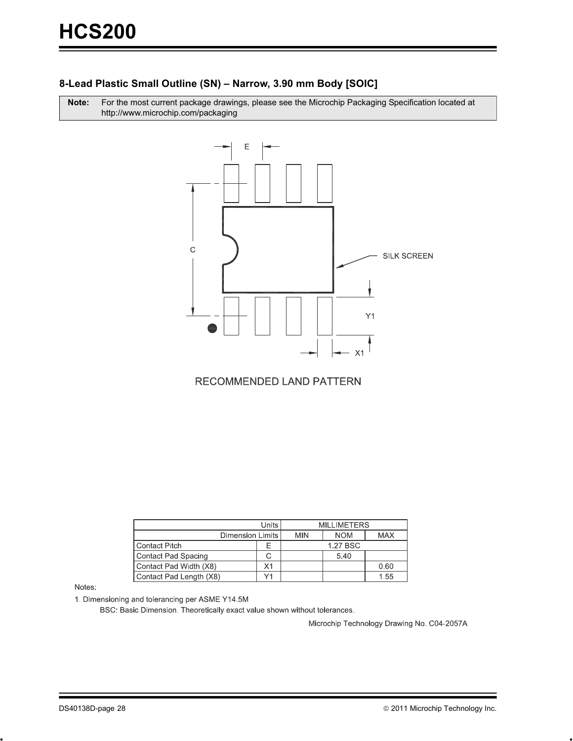## 8-Lead Plastic Small Outline (SN) – Narrow, 3.90 mm Body [SOIC]

**Note:** For the most current package drawings, please see the Microchip Packaging Specification located at http://www.microchip.com/packaging

E

C

SILK SCREEN

Y1

X1

RECOMMENDED LAND PATTERN

| Units | | MILLIMETERS | | |
|---|---|---|---|---|
| Dimension Limits | | MIN | NOM | MAX |
| Contact Pitch | E | | 1.27 BSC | |
| Contact Pad Spacing | C | | 5.40 | |
| Contact Pad Width (X8) | X1 | | | 0.60 |
| Contact Pad Length (X8) | Y1 | | | 1.55 |

Notes:

1. Dimensioning and tolerancing per ASME Y14.5M

   BSC: Basic Dimension. Theoretically exact value shown without tolerances.

Microchip Technology Drawing No. C04-2057A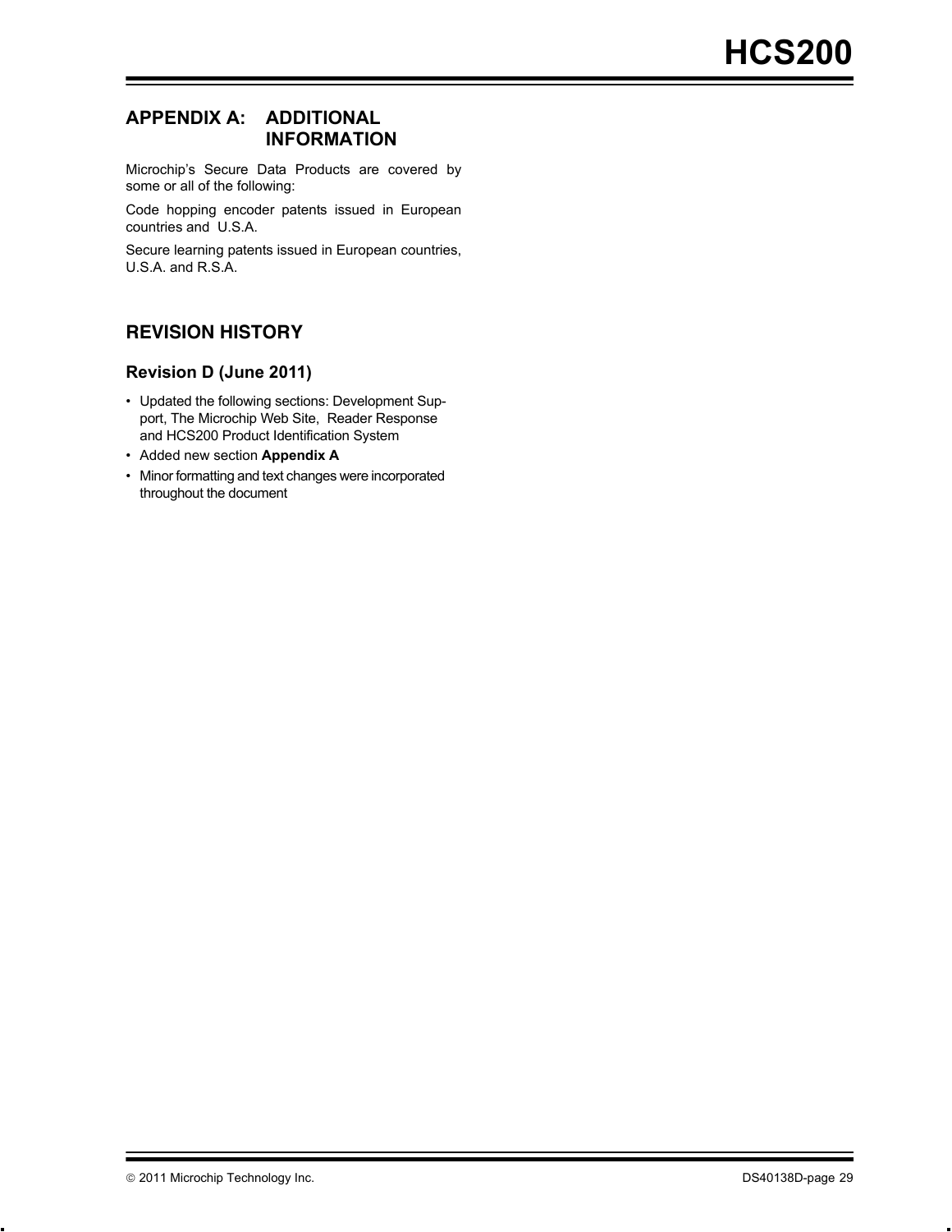## APPENDIX A: ADDITIONAL INFORMATION

Microchip's Secure Data Products are covered by some or all of the following:

Code hopping encoder patents issued in European countries and U.S.A.

Secure learning patents issued in European countries, U.S.A. and R.S.A.

## REVISION HISTORY

### Revision D (June 2011)

- Updated the following sections: Development Support, The Microchip Web Site, Reader Response and HCS200 Product Identification System
- Added new section **Appendix A**
- Minor formatting and text changes were incorporated throughout the document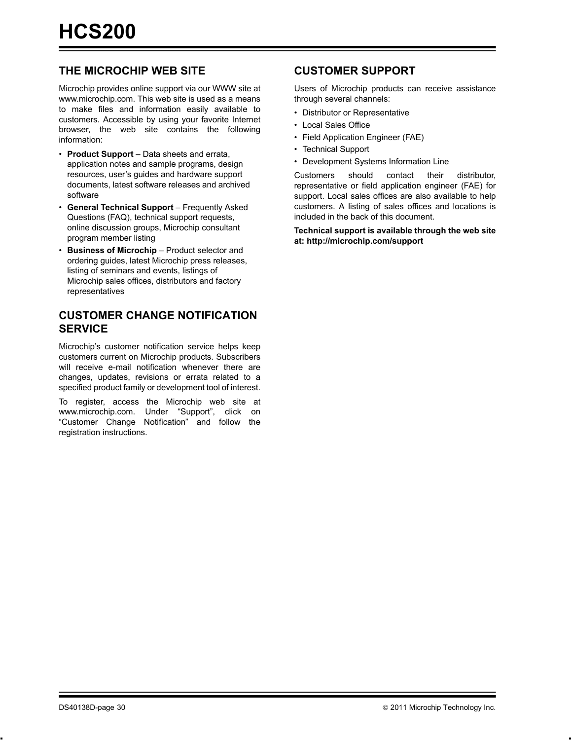## THE MICROCHIP WEB SITE

Microchip provides online support via our WWW site at www.microchip.com. This web site is used as a means to make files and information easily available to customers. Accessible by using your favorite Internet browser, the web site contains the following information:

- **Product Support** – Data sheets and errata, application notes and sample programs, design resources, user's guides and hardware support documents, latest software releases and archived software
- **General Technical Support** – Frequently Asked Questions (FAQ), technical support requests, online discussion groups, Microchip consultant program member listing
- **Business of Microchip** – Product selector and ordering guides, latest Microchip press releases, listing of seminars and events, listings of Microchip sales offices, distributors and factory representatives

## CUSTOMER CHANGE NOTIFICATION SERVICE

Microchip's customer notification service helps keep customers current on Microchip products. Subscribers will receive e-mail notification whenever there are changes, updates, revisions or errata related to a specified product family or development tool of interest.

To register, access the Microchip web site at www.microchip.com. Under "Support", click on "Customer Change Notification" and follow the registration instructions.

## CUSTOMER SUPPORT

Users of Microchip products can receive assistance through several channels:

- Distributor or Representative
- Local Sales Office
- Field Application Engineer (FAE)
- Technical Support
- Development Systems Information Line

Customers should contact their distributor, representative or field application engineer (FAE) for support. Local sales offices are also available to help customers. A listing of sales offices and locations is included in the back of this document.

**Technical support is available through the web site at: http://microchip.com/support**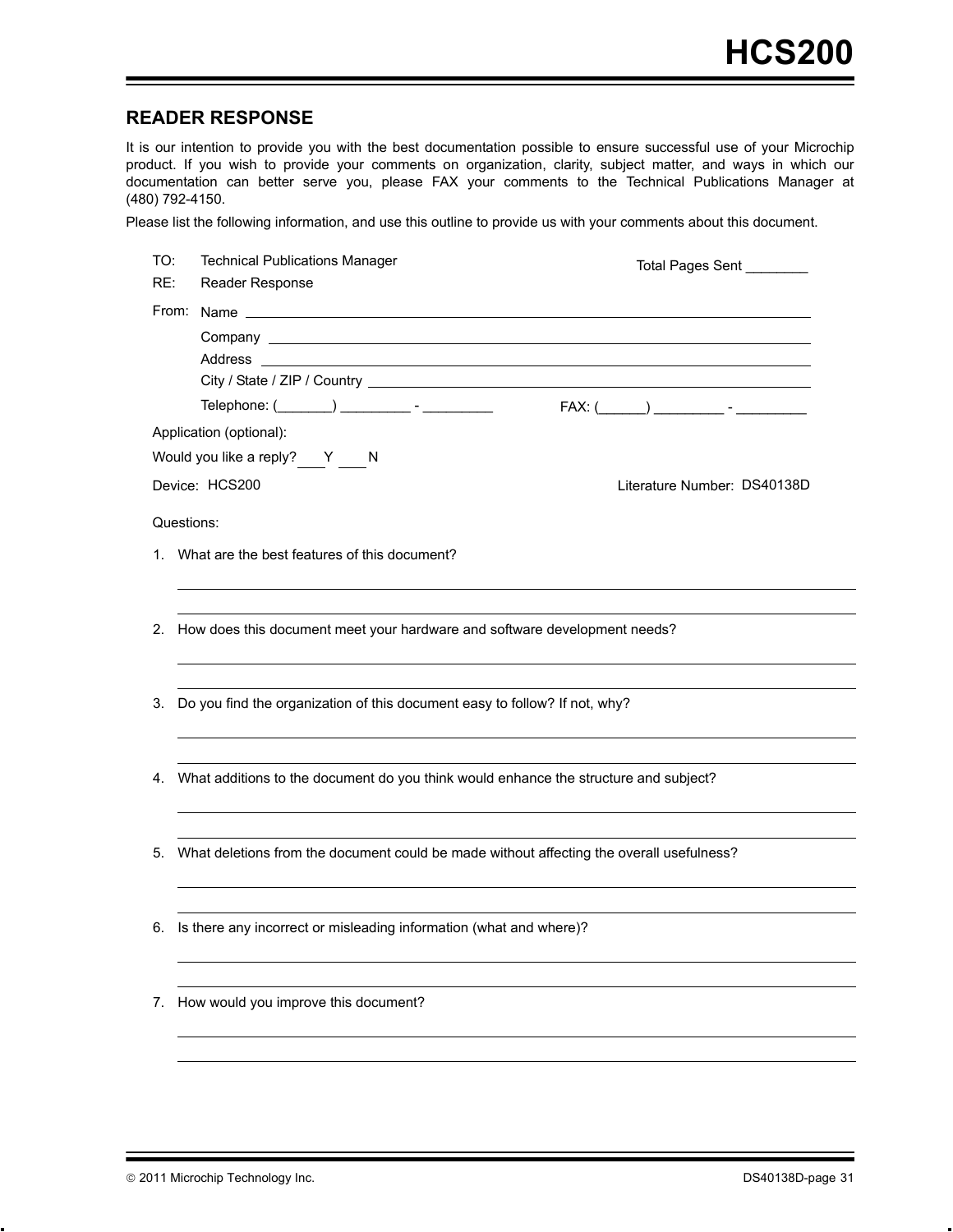## READER RESPONSE

It is our intention to provide you with the best documentation possible to ensure successful use of your Microchip product. If you wish to provide your comments on organization, clarity, subject matter, and ways in which our documentation can better serve you, please FAX your comments to the Technical Publications Manager at (480) 792-4150.

Please list the following information, and use this outline to provide us with your comments about this document.

TO: Technical Publications Manager                Total Pages Sent ________

RE: Reader Response

From: Name ______________________________

Company ______________________________

Address ______________________________

City / State / ZIP / Country ______________________________

Telephone: (_______) _________ - _________                FAX: (______) _________ - _________

Application (optional):

Would you like a reply? ___Y ___N

Device: HCS200                Literature Number: DS40138D

Questions:

1. What are the best features of this document?

______________________________

______________________________

2. How does this document meet your hardware and software development needs?

______________________________

______________________________

3. Do you find the organization of this document easy to follow? If not, why?

______________________________

______________________________

4. What additions to the document do you think would enhance the structure and subject?

______________________________

______________________________

5. What deletions from the document could be made without affecting the overall usefulness?

______________________________

______________________________

6. Is there any incorrect or misleading information (what and where)?

______________________________

______________________________

7. How would you improve this document?

______________________________

______________________________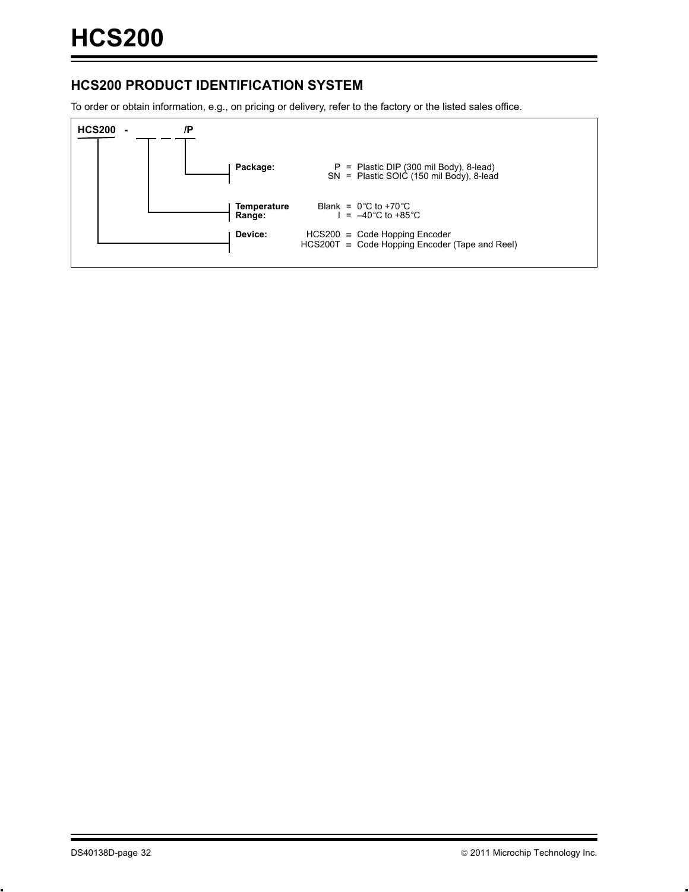## HCS200 PRODUCT IDENTIFICATION SYSTEM

To order or obtain information, e.g., on pricing or delivery, refer to the factory or the listed sales office.

**HCS200 - \_\_ \_\_ /P**

| | | | |
|---|---|---|---|
| **Package:** | P | = | Plastic DIP (300 mil Body), 8-lead) |
| | SN | = | Plastic SOIC (150 mil Body), 8-lead |
| **Temperature Range:** | Blank | = | 0°C to +70°C |
| | I | = | –40°C to +85°C |
| **Device:** | HCS200 | = | Code Hopping Encoder |
| | HCS200T | = | Code Hopping Encoder (Tape and Reel) |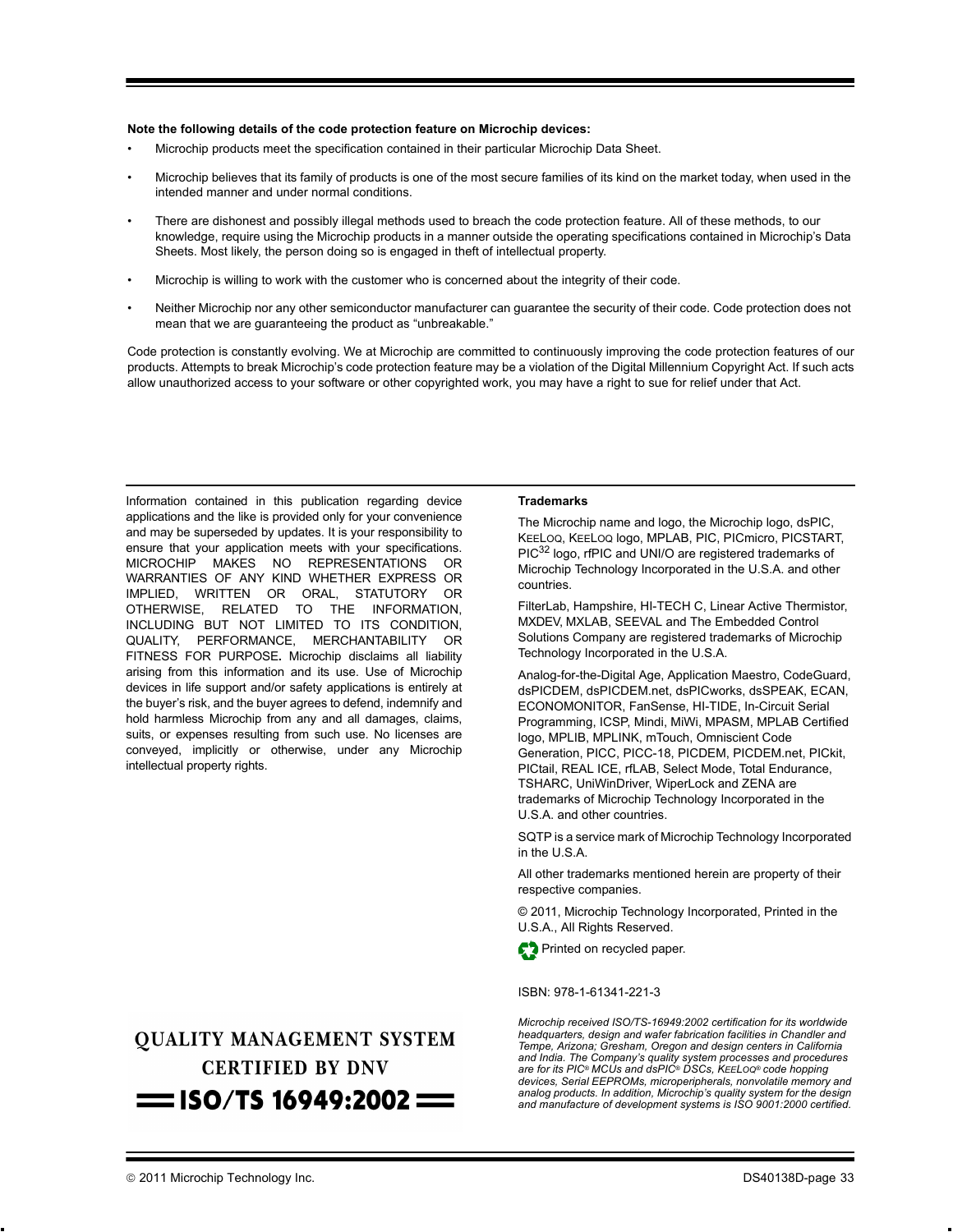**Note the following details of the code protection feature on Microchip devices:**

- Microchip products meet the specification contained in their particular Microchip Data Sheet.
- Microchip believes that its family of products is one of the most secure families of its kind on the market today, when used in the intended manner and under normal conditions.
- There are dishonest and possibly illegal methods used to breach the code protection feature. All of these methods, to our knowledge, require using the Microchip products in a manner outside the operating specifications contained in Microchip's Data Sheets. Most likely, the person doing so is engaged in theft of intellectual property.
- Microchip is willing to work with the customer who is concerned about the integrity of their code.
- Neither Microchip nor any other semiconductor manufacturer can guarantee the security of their code. Code protection does not mean that we are guaranteeing the product as "unbreakable."

Code protection is constantly evolving. We at Microchip are committed to continuously improving the code protection features of our products. Attempts to break Microchip's code protection feature may be a violation of the Digital Millennium Copyright Act. If such acts allow unauthorized access to your software or other copyrighted work, you may have a right to sue for relief under that Act.

Information contained in this publication regarding device applications and the like is provided only for your convenience and may be superseded by updates. It is your responsibility to ensure that your application meets with your specifications. MICROCHIP MAKES NO REPRESENTATIONS OR WARRANTIES OF ANY KIND WHETHER EXPRESS OR IMPLIED, WRITTEN OR ORAL, STATUTORY OR OTHERWISE, RELATED TO THE INFORMATION, INCLUDING BUT NOT LIMITED TO ITS CONDITION, QUALITY, PERFORMANCE, MERCHANTABILITY OR FITNESS FOR PURPOSE**.** Microchip disclaims all liability arising from this information and its use. Use of Microchip devices in life support and/or safety applications is entirely at the buyer's risk, and the buyer agrees to defend, indemnify and hold harmless Microchip from any and all damages, claims, suits, or expenses resulting from such use. No licenses are conveyed, implicitly or otherwise, under any Microchip intellectual property rights.

QUALITY MANAGEMENT SYSTEM
CERTIFIED BY DNV
ISO/TS 16949:2002

**Trademarks**

The Microchip name and logo, the Microchip logo, dsPIC, KEELOQ, KEELOQ logo, MPLAB, PIC, PICmicro, PICSTART, PIC$^{32}$ logo, rfPIC and UNI/O are registered trademarks of Microchip Technology Incorporated in the U.S.A. and other countries.

FilterLab, Hampshire, HI-TECH C, Linear Active Thermistor, MXDEV, MXLAB, SEEVAL and The Embedded Control Solutions Company are registered trademarks of Microchip Technology Incorporated in the U.S.A.

Analog-for-the-Digital Age, Application Maestro, CodeGuard, dsPICDEM, dsPICDEM.net, dsPICworks, dsSPEAK, ECAN, ECONOMONITOR, FanSense, HI-TIDE, In-Circuit Serial Programming, ICSP, Mindi, MiWi, MPASM, MPLAB Certified logo, MPLIB, MPLINK, mTouch, Omniscient Code Generation, PICC, PICC-18, PICDEM, PICDEM.net, PICkit, PICtail, REAL ICE, rfLAB, Select Mode, Total Endurance, TSHARC, UniWinDriver, WiperLock and ZENA are trademarks of Microchip Technology Incorporated in the U.S.A. and other countries.

SQTP is a service mark of Microchip Technology Incorporated in the U.S.A.

All other trademarks mentioned herein are property of their respective companies.

© 2011, Microchip Technology Incorporated, Printed in the U.S.A., All Rights Reserved.

Printed on recycled paper.

ISBN: 978-1-61341-221-3

*Microchip received ISO/TS-16949:2002 certification for its worldwide headquarters, design and wafer fabrication facilities in Chandler and Tempe, Arizona; Gresham, Oregon and design centers in California and India. The Company's quality system processes and procedures are for its PIC® MCUs and dsPIC® DSCs, KEELOQ® code hopping devices, Serial EEPROMs, microperipherals, nonvolatile memory and analog products. In addition, Microchip's quality system for the design and manufacture of development systems is ISO 9001:2000 certified.*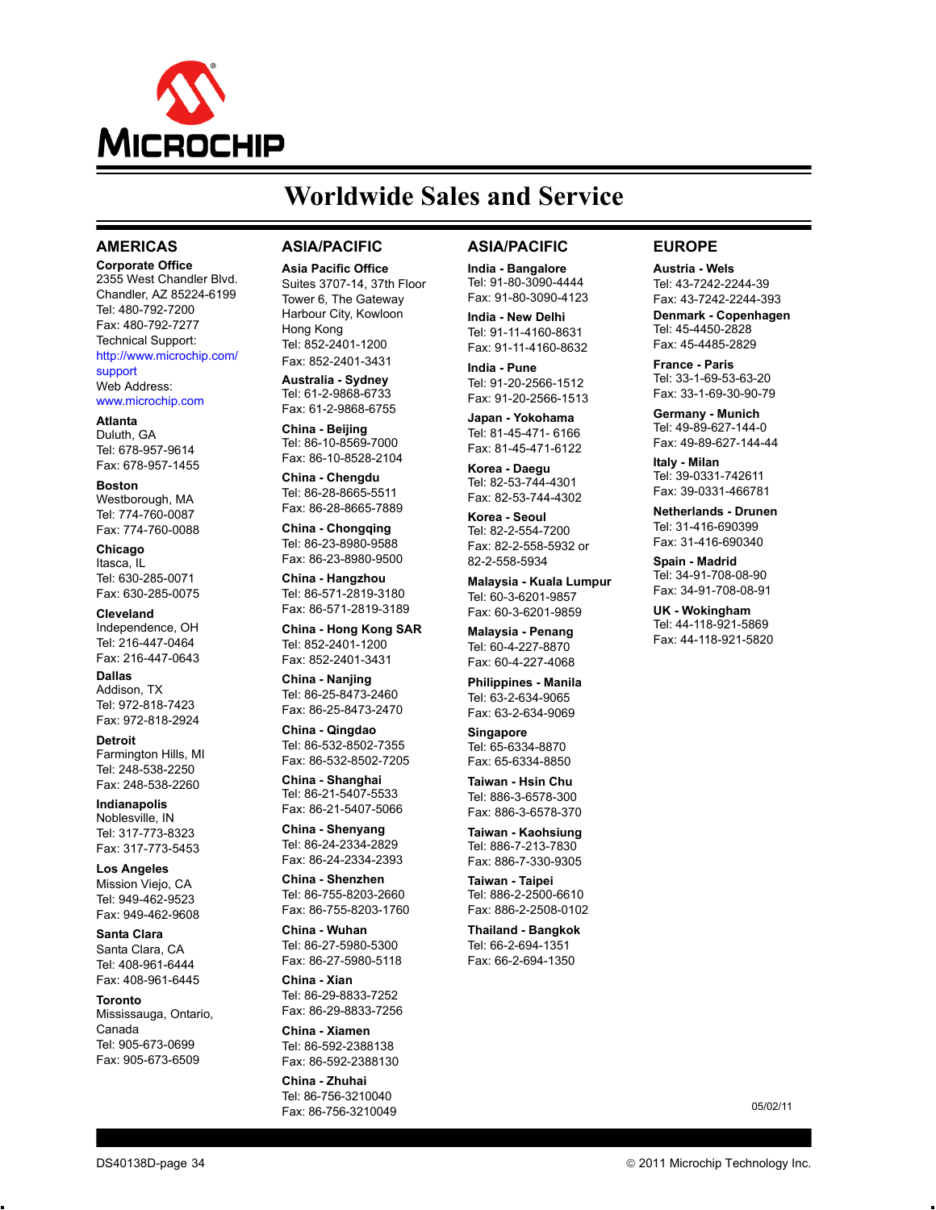# Worldwide Sales and Service

## AMERICAS

**Corporate Office**
2355 West Chandler Blvd.
Chandler, AZ 85224-6199
Tel: 480-792-7200
Fax: 480-792-7277
Technical Support:
http://www.microchip.com/support
Web Address:
www.microchip.com

**Atlanta**
Duluth, GA
Tel: 678-957-9614
Fax: 678-957-1455

**Boston**
Westborough, MA
Tel: 774-760-0087
Fax: 774-760-0088

**Chicago**
Itasca, IL
Tel: 630-285-0071
Fax: 630-285-0075

**Cleveland**
Independence, OH
Tel: 216-447-0464
Fax: 216-447-0643

**Dallas**
Addison, TX
Tel: 972-818-7423
Fax: 972-818-2924

**Detroit**
Farmington Hills, MI
Tel: 248-538-2250
Fax: 248-538-2260

**Indianapolis**
Noblesville, IN
Tel: 317-773-8323
Fax: 317-773-5453

**Los Angeles**
Mission Viejo, CA
Tel: 949-462-9523
Fax: 949-462-9608

**Santa Clara**
Santa Clara, CA
Tel: 408-961-6444
Fax: 408-961-6445

**Toronto**
Mississauga, Ontario,
Canada
Tel: 905-673-0699
Fax: 905-673-6509

## ASIA/PACIFIC

**Asia Pacific Office**
Suites 3707-14, 37th Floor
Tower 6, The Gateway
Harbour City, Kowloon
Hong Kong
Tel: 852-2401-1200
Fax: 852-2401-3431

**Australia - Sydney**
Tel: 61-2-9868-6733
Fax: 61-2-9868-6755

**China - Beijing**
Tel: 86-10-8569-7000
Fax: 86-10-8528-2104

**China - Chengdu**
Tel: 86-28-8665-5511
Fax: 86-28-8665-7889

**China - Chongqing**
Tel: 86-23-8980-9588
Fax: 86-23-8980-9500

**China - Hangzhou**
Tel: 86-571-2819-3180
Fax: 86-571-2819-3189

**China - Hong Kong SAR**
Tel: 852-2401-1200
Fax: 852-2401-3431

**China - Nanjing**
Tel: 86-25-8473-2460
Fax: 86-25-8473-2470

**China - Qingdao**
Tel: 86-532-8502-7355
Fax: 86-532-8502-7205

**China - Shanghai**
Tel: 86-21-5407-5533
Fax: 86-21-5407-5066

**China - Shenyang**
Tel: 86-24-2334-2829
Fax: 86-24-2334-2393

**China - Shenzhen**
Tel: 86-755-8203-2660
Fax: 86-755-8203-1760

**China - Wuhan**
Tel: 86-27-5980-5300
Fax: 86-27-5980-5118

**China - Xian**
Tel: 86-29-8833-7252
Fax: 86-29-8833-7256

**China - Xiamen**
Tel: 86-592-2388138
Fax: 86-592-2388130

**China - Zhuhai**
Tel: 86-756-3210040
Fax: 86-756-3210049

## ASIA/PACIFIC

**India - Bangalore**
Tel: 91-80-3090-4444
Fax: 91-80-3090-4123

**India - New Delhi**
Tel: 91-11-4160-8631
Fax: 91-11-4160-8632

**India - Pune**
Tel: 91-20-2566-1512
Fax: 91-20-2566-1513

**Japan - Yokohama**
Tel: 81-45-471- 6166
Fax: 81-45-471-6122

**Korea - Daegu**
Tel: 82-53-744-4301
Fax: 82-53-744-4302

**Korea - Seoul**
Tel: 82-2-554-7200
Fax: 82-2-558-5932 or
82-2-558-5934

**Malaysia - Kuala Lumpur**
Tel: 60-3-6201-9857
Fax: 60-3-6201-9859

**Malaysia - Penang**
Tel: 60-4-227-8870
Fax: 60-4-227-4068

**Philippines - Manila**
Tel: 63-2-634-9065
Fax: 63-2-634-9069

**Singapore**
Tel: 65-6334-8870
Fax: 65-6334-8850

**Taiwan - Hsin Chu**
Tel: 886-3-6578-300
Fax: 886-3-6578-370

**Taiwan - Kaohsiung**
Tel: 886-7-213-7830
Fax: 886-7-330-9305

**Taiwan - Taipei**
Tel: 886-2-2500-6610
Fax: 886-2-2508-0102

**Thailand - Bangkok**
Tel: 66-2-694-1351
Fax: 66-2-694-1350

## EUROPE

**Austria - Wels**
Tel: 43-7242-2244-39
Fax: 43-7242-2244-393

**Denmark - Copenhagen**
Tel: 45-4450-2828
Fax: 45-4485-2829

**France - Paris**
Tel: 33-1-69-53-63-20
Fax: 33-1-69-30-90-79

**Germany - Munich**
Tel: 49-89-627-144-0
Fax: 49-89-627-144-44

**Italy - Milan**
Tel: 39-0331-742611
Fax: 39-0331-466781

**Netherlands - Drunen**
Tel: 31-416-690399
Fax: 31-416-690340

**Spain - Madrid**
Tel: 34-91-708-08-90
Fax: 34-91-708-08-91

**UK - Wokingham**
Tel: 44-118-921-5869
Fax: 44-118-921-5820

05/02/11